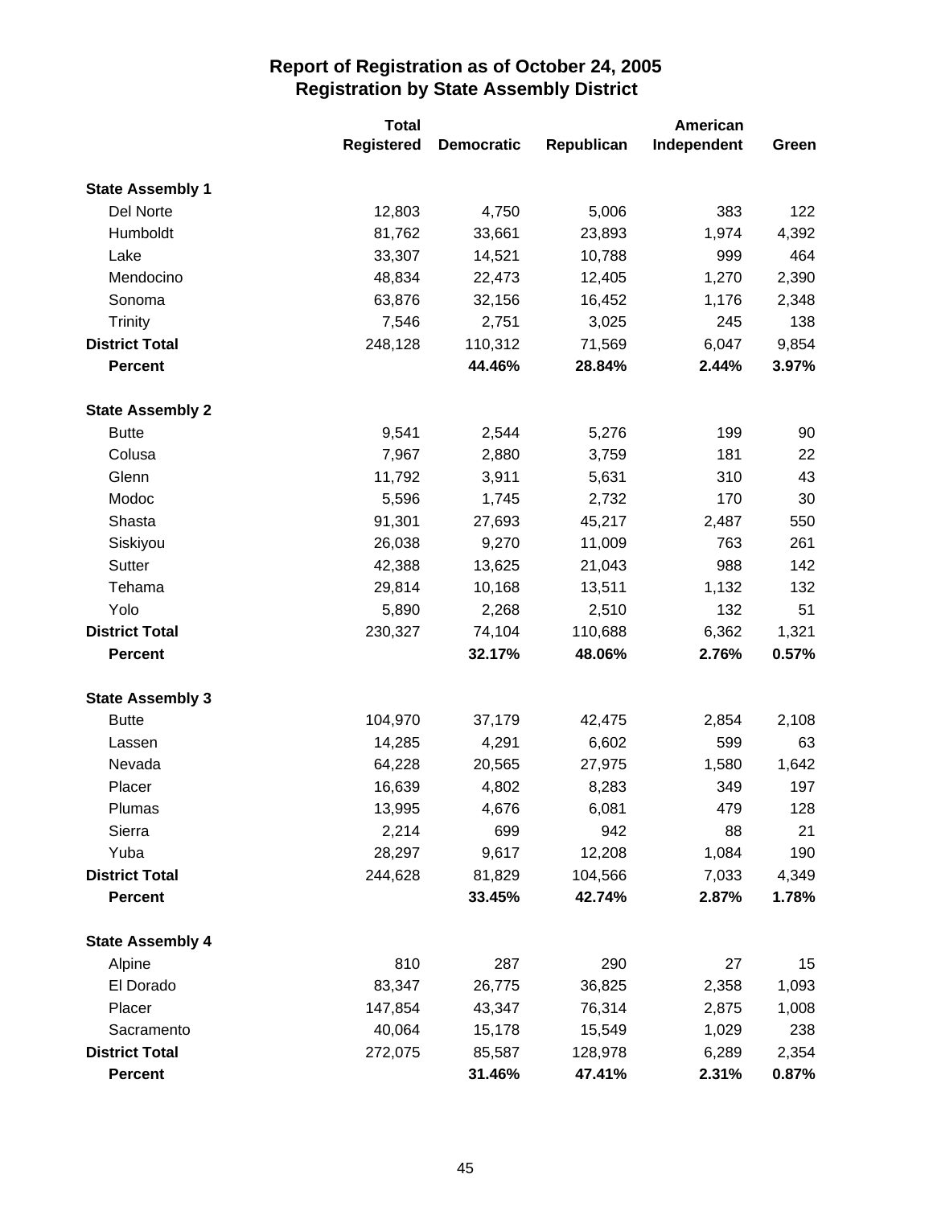# Report of Registration as of October 24, 2005
## Registration by State Assembly District

| | Total Registered | Democratic | Republican | American Independent | Green |
|---|---|---|---|---|---|
| **State Assembly 1** | | | | | |
| Del Norte | 12,803 | 4,750 | 5,006 | 383 | 122 |
| Humboldt | 81,762 | 33,661 | 23,893 | 1,974 | 4,392 |
| Lake | 33,307 | 14,521 | 10,788 | 999 | 464 |
| Mendocino | 48,834 | 22,473 | 12,405 | 1,270 | 2,390 |
| Sonoma | 63,876 | 32,156 | 16,452 | 1,176 | 2,348 |
| Trinity | 7,546 | 2,751 | 3,025 | 245 | 138 |
| **District Total** | 248,128 | 110,312 | 71,569 | 6,047 | 9,854 |
| **Percent** | | **44.46%** | **28.84%** | **2.44%** | **3.97%** |
| **State Assembly 2** | | | | | |
| Butte | 9,541 | 2,544 | 5,276 | 199 | 90 |
| Colusa | 7,967 | 2,880 | 3,759 | 181 | 22 |
| Glenn | 11,792 | 3,911 | 5,631 | 310 | 43 |
| Modoc | 5,596 | 1,745 | 2,732 | 170 | 30 |
| Shasta | 91,301 | 27,693 | 45,217 | 2,487 | 550 |
| Siskiyou | 26,038 | 9,270 | 11,009 | 763 | 261 |
| Sutter | 42,388 | 13,625 | 21,043 | 988 | 142 |
| Tehama | 29,814 | 10,168 | 13,511 | 1,132 | 132 |
| Yolo | 5,890 | 2,268 | 2,510 | 132 | 51 |
| **District Total** | 230,327 | 74,104 | 110,688 | 6,362 | 1,321 |
| **Percent** | | **32.17%** | **48.06%** | **2.76%** | **0.57%** |
| **State Assembly 3** | | | | | |
| Butte | 104,970 | 37,179 | 42,475 | 2,854 | 2,108 |
| Lassen | 14,285 | 4,291 | 6,602 | 599 | 63 |
| Nevada | 64,228 | 20,565 | 27,975 | 1,580 | 1,642 |
| Placer | 16,639 | 4,802 | 8,283 | 349 | 197 |
| Plumas | 13,995 | 4,676 | 6,081 | 479 | 128 |
| Sierra | 2,214 | 699 | 942 | 88 | 21 |
| Yuba | 28,297 | 9,617 | 12,208 | 1,084 | 190 |
| **District Total** | 244,628 | 81,829 | 104,566 | 7,033 | 4,349 |
| **Percent** | | **33.45%** | **42.74%** | **2.87%** | **1.78%** |
| **State Assembly 4** | | | | | |
| Alpine | 810 | 287 | 290 | 27 | 15 |
| El Dorado | 83,347 | 26,775 | 36,825 | 2,358 | 1,093 |
| Placer | 147,854 | 43,347 | 76,314 | 2,875 | 1,008 |
| Sacramento | 40,064 | 15,178 | 15,549 | 1,029 | 238 |
| **District Total** | 272,075 | 85,587 | 128,978 | 6,289 | 2,354 |
| **Percent** | | **31.46%** | **47.41%** | **2.31%** | **0.87%** |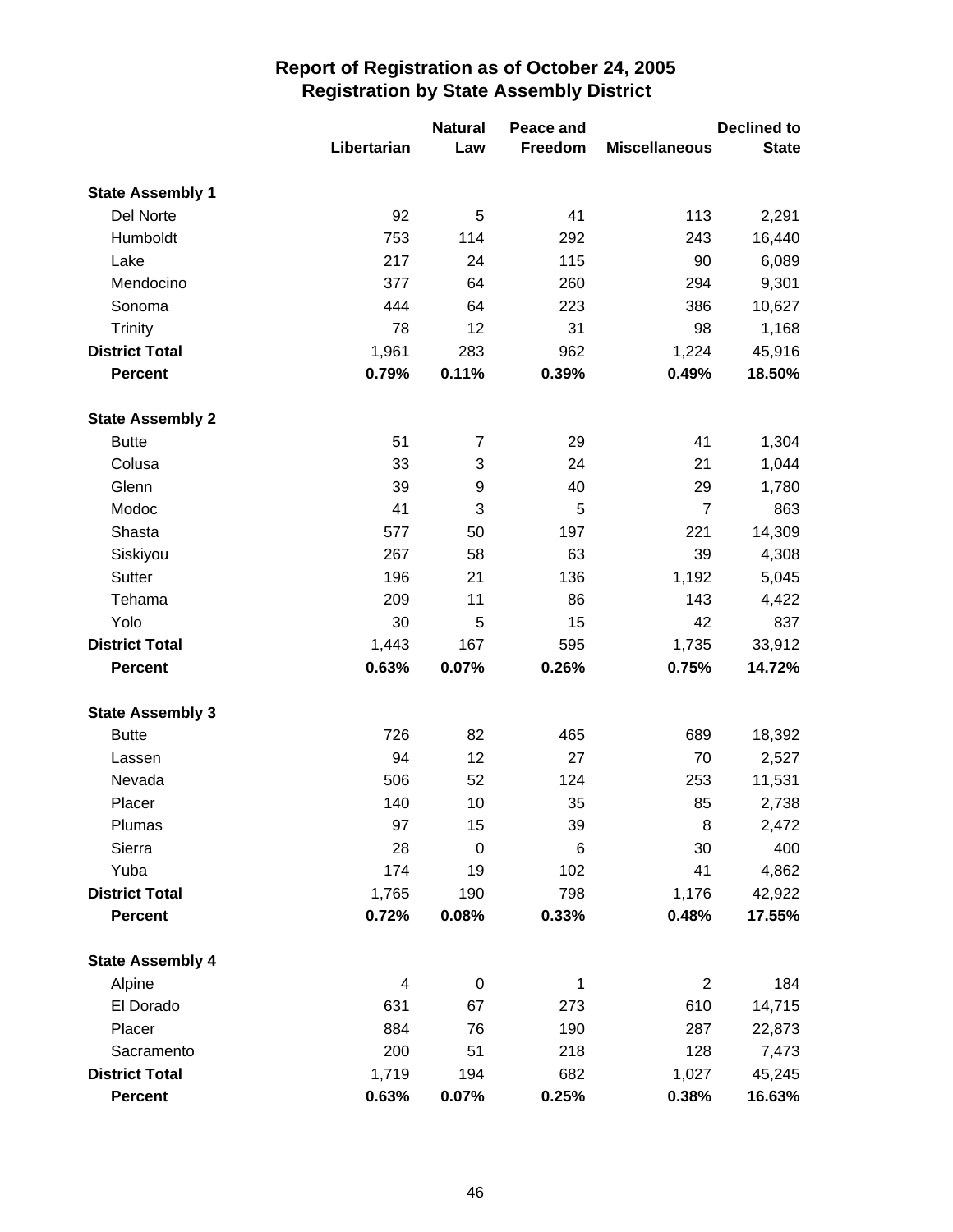# Report of Registration as of October 24, 2005
## Registration by State Assembly District

| | Libertarian | Natural Law | Peace and Freedom | Miscellaneous | Declined to State |
|---|---|---|---|---|---|
| **State Assembly 1** | | | | | |
| Del Norte | 92 | 5 | 41 | 113 | 2,291 |
| Humboldt | 753 | 114 | 292 | 243 | 16,440 |
| Lake | 217 | 24 | 115 | 90 | 6,089 |
| Mendocino | 377 | 64 | 260 | 294 | 9,301 |
| Sonoma | 444 | 64 | 223 | 386 | 10,627 |
| Trinity | 78 | 12 | 31 | 98 | 1,168 |
| **District Total** | 1,961 | 283 | 962 | 1,224 | 45,916 |
| **Percent** | **0.79%** | **0.11%** | **0.39%** | **0.49%** | **18.50%** |
| **State Assembly 2** | | | | | |
| Butte | 51 | 7 | 29 | 41 | 1,304 |
| Colusa | 33 | 3 | 24 | 21 | 1,044 |
| Glenn | 39 | 9 | 40 | 29 | 1,780 |
| Modoc | 41 | 3 | 5 | 7 | 863 |
| Shasta | 577 | 50 | 197 | 221 | 14,309 |
| Siskiyou | 267 | 58 | 63 | 39 | 4,308 |
| Sutter | 196 | 21 | 136 | 1,192 | 5,045 |
| Tehama | 209 | 11 | 86 | 143 | 4,422 |
| Yolo | 30 | 5 | 15 | 42 | 837 |
| **District Total** | 1,443 | 167 | 595 | 1,735 | 33,912 |
| **Percent** | **0.63%** | **0.07%** | **0.26%** | **0.75%** | **14.72%** |
| **State Assembly 3** | | | | | |
| Butte | 726 | 82 | 465 | 689 | 18,392 |
| Lassen | 94 | 12 | 27 | 70 | 2,527 |
| Nevada | 506 | 52 | 124 | 253 | 11,531 |
| Placer | 140 | 10 | 35 | 85 | 2,738 |
| Plumas | 97 | 15 | 39 | 8 | 2,472 |
| Sierra | 28 | 0 | 6 | 30 | 400 |
| Yuba | 174 | 19 | 102 | 41 | 4,862 |
| **District Total** | 1,765 | 190 | 798 | 1,176 | 42,922 |
| **Percent** | **0.72%** | **0.08%** | **0.33%** | **0.48%** | **17.55%** |
| **State Assembly 4** | | | | | |
| Alpine | 4 | 0 | 1 | 2 | 184 |
| El Dorado | 631 | 67 | 273 | 610 | 14,715 |
| Placer | 884 | 76 | 190 | 287 | 22,873 |
| Sacramento | 200 | 51 | 218 | 128 | 7,473 |
| **District Total** | 1,719 | 194 | 682 | 1,027 | 45,245 |
| **Percent** | **0.63%** | **0.07%** | **0.25%** | **0.38%** | **16.63%** |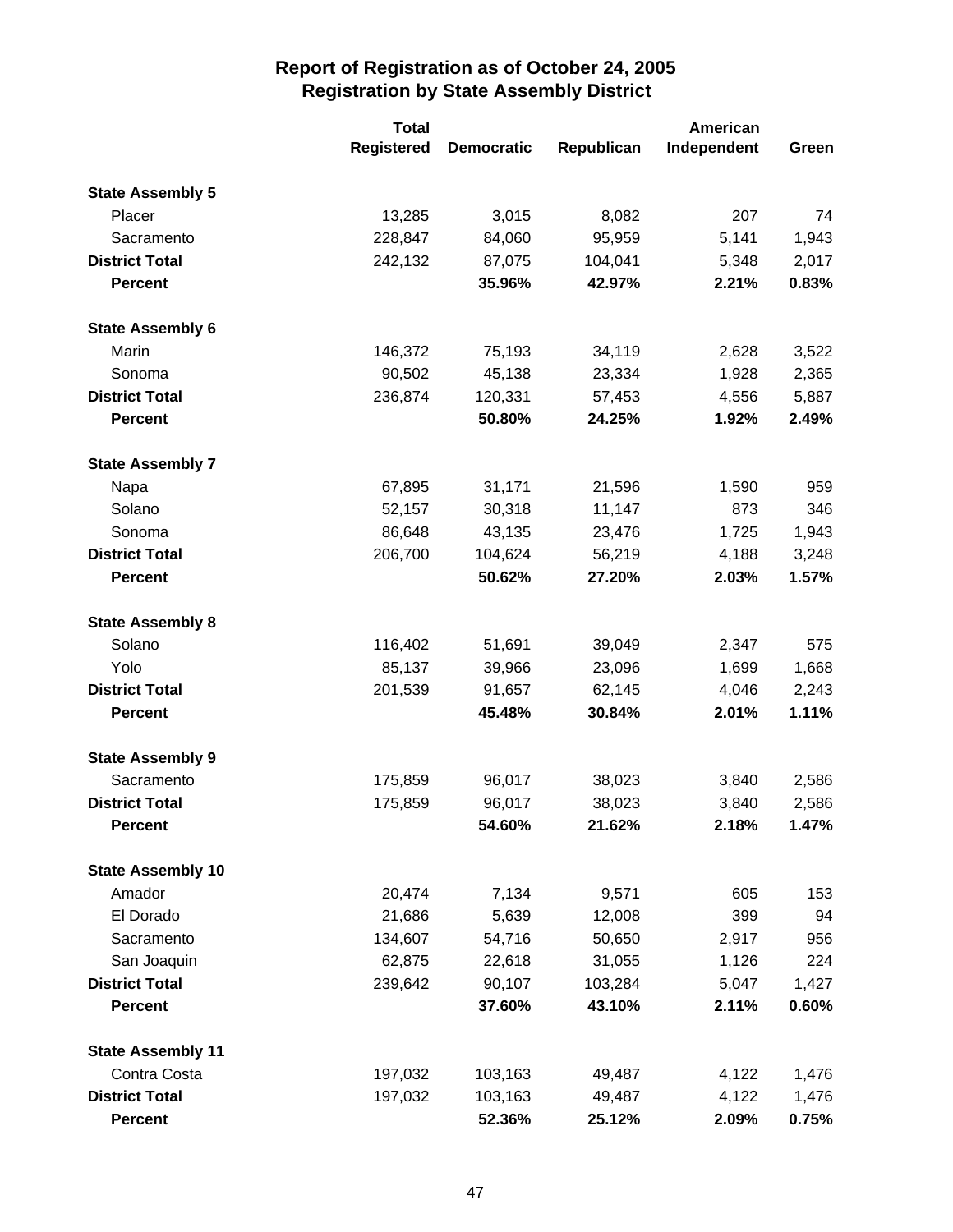# Report of Registration as of October 24, 2005
## Registration by State Assembly District

| | Total Registered | Democratic | Republican | American Independent | Green |
|---|---|---|---|---|---|
| **State Assembly 5** | | | | | |
| Placer | 13,285 | 3,015 | 8,082 | 207 | 74 |
| Sacramento | 228,847 | 84,060 | 95,959 | 5,141 | 1,943 |
| **District Total** | 242,132 | 87,075 | 104,041 | 5,348 | 2,017 |
| **Percent** | | **35.96%** | **42.97%** | **2.21%** | **0.83%** |
| **State Assembly 6** | | | | | |
| Marin | 146,372 | 75,193 | 34,119 | 2,628 | 3,522 |
| Sonoma | 90,502 | 45,138 | 23,334 | 1,928 | 2,365 |
| **District Total** | 236,874 | 120,331 | 57,453 | 4,556 | 5,887 |
| **Percent** | | **50.80%** | **24.25%** | **1.92%** | **2.49%** |
| **State Assembly 7** | | | | | |
| Napa | 67,895 | 31,171 | 21,596 | 1,590 | 959 |
| Solano | 52,157 | 30,318 | 11,147 | 873 | 346 |
| Sonoma | 86,648 | 43,135 | 23,476 | 1,725 | 1,943 |
| **District Total** | 206,700 | 104,624 | 56,219 | 4,188 | 3,248 |
| **Percent** | | **50.62%** | **27.20%** | **2.03%** | **1.57%** |
| **State Assembly 8** | | | | | |
| Solano | 116,402 | 51,691 | 39,049 | 2,347 | 575 |
| Yolo | 85,137 | 39,966 | 23,096 | 1,699 | 1,668 |
| **District Total** | 201,539 | 91,657 | 62,145 | 4,046 | 2,243 |
| **Percent** | | **45.48%** | **30.84%** | **2.01%** | **1.11%** |
| **State Assembly 9** | | | | | |
| Sacramento | 175,859 | 96,017 | 38,023 | 3,840 | 2,586 |
| **District Total** | 175,859 | 96,017 | 38,023 | 3,840 | 2,586 |
| **Percent** | | **54.60%** | **21.62%** | **2.18%** | **1.47%** |
| **State Assembly 10** | | | | | |
| Amador | 20,474 | 7,134 | 9,571 | 605 | 153 |
| El Dorado | 21,686 | 5,639 | 12,008 | 399 | 94 |
| Sacramento | 134,607 | 54,716 | 50,650 | 2,917 | 956 |
| San Joaquin | 62,875 | 22,618 | 31,055 | 1,126 | 224 |
| **District Total** | 239,642 | 90,107 | 103,284 | 5,047 | 1,427 |
| **Percent** | | **37.60%** | **43.10%** | **2.11%** | **0.60%** |
| **State Assembly 11** | | | | | |
| Contra Costa | 197,032 | 103,163 | 49,487 | 4,122 | 1,476 |
| **District Total** | 197,032 | 103,163 | 49,487 | 4,122 | 1,476 |
| **Percent** | | **52.36%** | **25.12%** | **2.09%** | **0.75%** |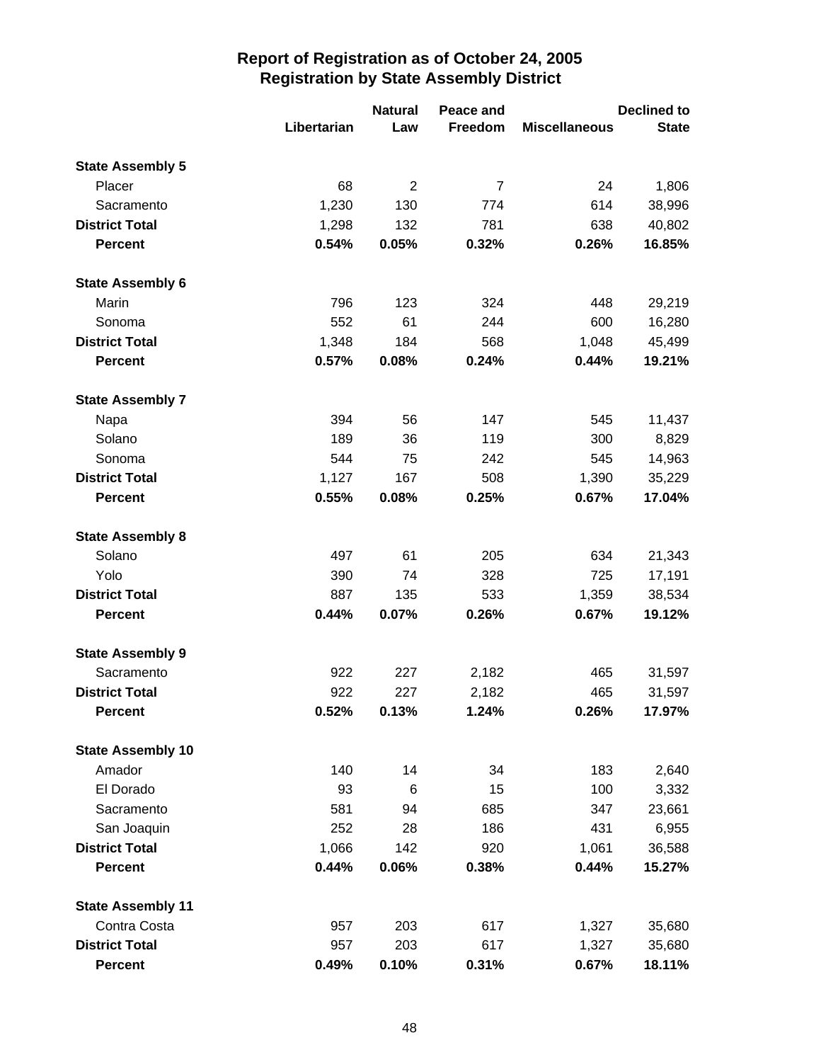# Report of Registration as of October 24, 2005
## Registration by State Assembly District

| | Libertarian | Natural Law | Peace and Freedom | Miscellaneous | Declined to State |
|---|---|---|---|---|---|
| **State Assembly 5** | | | | | |
| Placer | 68 | 2 | 7 | 24 | 1,806 |
| Sacramento | 1,230 | 130 | 774 | 614 | 38,996 |
| **District Total** | 1,298 | 132 | 781 | 638 | 40,802 |
| **Percent** | **0.54%** | **0.05%** | **0.32%** | **0.26%** | **16.85%** |
| **State Assembly 6** | | | | | |
| Marin | 796 | 123 | 324 | 448 | 29,219 |
| Sonoma | 552 | 61 | 244 | 600 | 16,280 |
| **District Total** | 1,348 | 184 | 568 | 1,048 | 45,499 |
| **Percent** | **0.57%** | **0.08%** | **0.24%** | **0.44%** | **19.21%** |
| **State Assembly 7** | | | | | |
| Napa | 394 | 56 | 147 | 545 | 11,437 |
| Solano | 189 | 36 | 119 | 300 | 8,829 |
| Sonoma | 544 | 75 | 242 | 545 | 14,963 |
| **District Total** | 1,127 | 167 | 508 | 1,390 | 35,229 |
| **Percent** | **0.55%** | **0.08%** | **0.25%** | **0.67%** | **17.04%** |
| **State Assembly 8** | | | | | |
| Solano | 497 | 61 | 205 | 634 | 21,343 |
| Yolo | 390 | 74 | 328 | 725 | 17,191 |
| **District Total** | 887 | 135 | 533 | 1,359 | 38,534 |
| **Percent** | **0.44%** | **0.07%** | **0.26%** | **0.67%** | **19.12%** |
| **State Assembly 9** | | | | | |
| Sacramento | 922 | 227 | 2,182 | 465 | 31,597 |
| **District Total** | 922 | 227 | 2,182 | 465 | 31,597 |
| **Percent** | **0.52%** | **0.13%** | **1.24%** | **0.26%** | **17.97%** |
| **State Assembly 10** | | | | | |
| Amador | 140 | 14 | 34 | 183 | 2,640 |
| El Dorado | 93 | 6 | 15 | 100 | 3,332 |
| Sacramento | 581 | 94 | 685 | 347 | 23,661 |
| San Joaquin | 252 | 28 | 186 | 431 | 6,955 |
| **District Total** | 1,066 | 142 | 920 | 1,061 | 36,588 |
| **Percent** | **0.44%** | **0.06%** | **0.38%** | **0.44%** | **15.27%** |
| **State Assembly 11** | | | | | |
| Contra Costa | 957 | 203 | 617 | 1,327 | 35,680 |
| **District Total** | 957 | 203 | 617 | 1,327 | 35,680 |
| **Percent** | **0.49%** | **0.10%** | **0.31%** | **0.67%** | **18.11%** |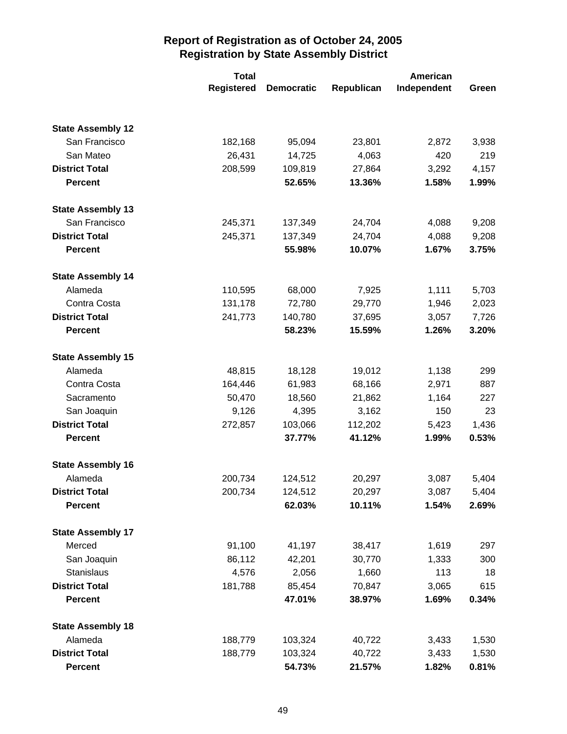## Report of Registration as of October 24, 2005
## Registration by State Assembly District

| | Total Registered | Democratic | Republican | American Independent | Green |
|---|---|---|---|---|---|
| **State Assembly 12** | | | | | |
| San Francisco | 182,168 | 95,094 | 23,801 | 2,872 | 3,938 |
| San Mateo | 26,431 | 14,725 | 4,063 | 420 | 219 |
| **District Total** | 208,599 | 109,819 | 27,864 | 3,292 | 4,157 |
| **Percent** | | **52.65%** | **13.36%** | **1.58%** | **1.99%** |
| **State Assembly 13** | | | | | |
| San Francisco | 245,371 | 137,349 | 24,704 | 4,088 | 9,208 |
| **District Total** | 245,371 | 137,349 | 24,704 | 4,088 | 9,208 |
| **Percent** | | **55.98%** | **10.07%** | **1.67%** | **3.75%** |
| **State Assembly 14** | | | | | |
| Alameda | 110,595 | 68,000 | 7,925 | 1,111 | 5,703 |
| Contra Costa | 131,178 | 72,780 | 29,770 | 1,946 | 2,023 |
| **District Total** | 241,773 | 140,780 | 37,695 | 3,057 | 7,726 |
| **Percent** | | **58.23%** | **15.59%** | **1.26%** | **3.20%** |
| **State Assembly 15** | | | | | |
| Alameda | 48,815 | 18,128 | 19,012 | 1,138 | 299 |
| Contra Costa | 164,446 | 61,983 | 68,166 | 2,971 | 887 |
| Sacramento | 50,470 | 18,560 | 21,862 | 1,164 | 227 |
| San Joaquin | 9,126 | 4,395 | 3,162 | 150 | 23 |
| **District Total** | 272,857 | 103,066 | 112,202 | 5,423 | 1,436 |
| **Percent** | | **37.77%** | **41.12%** | **1.99%** | **0.53%** |
| **State Assembly 16** | | | | | |
| Alameda | 200,734 | 124,512 | 20,297 | 3,087 | 5,404 |
| **District Total** | 200,734 | 124,512 | 20,297 | 3,087 | 5,404 |
| **Percent** | | **62.03%** | **10.11%** | **1.54%** | **2.69%** |
| **State Assembly 17** | | | | | |
| Merced | 91,100 | 41,197 | 38,417 | 1,619 | 297 |
| San Joaquin | 86,112 | 42,201 | 30,770 | 1,333 | 300 |
| Stanislaus | 4,576 | 2,056 | 1,660 | 113 | 18 |
| **District Total** | 181,788 | 85,454 | 70,847 | 3,065 | 615 |
| **Percent** | | **47.01%** | **38.97%** | **1.69%** | **0.34%** |
| **State Assembly 18** | | | | | |
| Alameda | 188,779 | 103,324 | 40,722 | 3,433 | 1,530 |
| **District Total** | 188,779 | 103,324 | 40,722 | 3,433 | 1,530 |
| **Percent** | | **54.73%** | **21.57%** | **1.82%** | **0.81%** |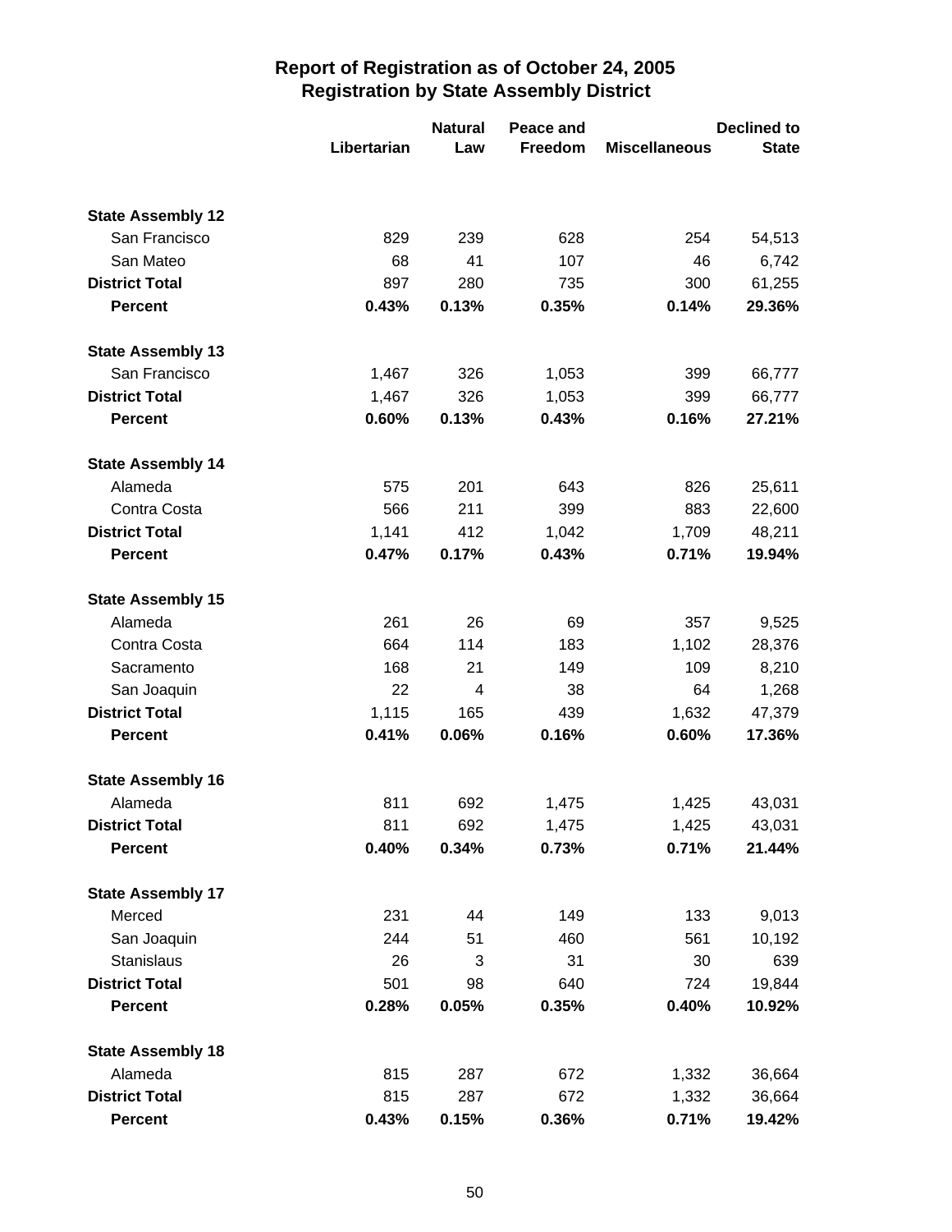# Report of Registration as of October 24, 2005
## Registration by State Assembly District

| | Libertarian | Natural Law | Peace and Freedom | Miscellaneous | Declined to State |
|---|---|---|---|---|---|
| **State Assembly 12** | | | | | |
| San Francisco | 829 | 239 | 628 | 254 | 54,513 |
| San Mateo | 68 | 41 | 107 | 46 | 6,742 |
| **District Total** | 897 | 280 | 735 | 300 | 61,255 |
| **Percent** | **0.43%** | **0.13%** | **0.35%** | **0.14%** | **29.36%** |
| **State Assembly 13** | | | | | |
| San Francisco | 1,467 | 326 | 1,053 | 399 | 66,777 |
| **District Total** | 1,467 | 326 | 1,053 | 399 | 66,777 |
| **Percent** | **0.60%** | **0.13%** | **0.43%** | **0.16%** | **27.21%** |
| **State Assembly 14** | | | | | |
| Alameda | 575 | 201 | 643 | 826 | 25,611 |
| Contra Costa | 566 | 211 | 399 | 883 | 22,600 |
| **District Total** | 1,141 | 412 | 1,042 | 1,709 | 48,211 |
| **Percent** | **0.47%** | **0.17%** | **0.43%** | **0.71%** | **19.94%** |
| **State Assembly 15** | | | | | |
| Alameda | 261 | 26 | 69 | 357 | 9,525 |
| Contra Costa | 664 | 114 | 183 | 1,102 | 28,376 |
| Sacramento | 168 | 21 | 149 | 109 | 8,210 |
| San Joaquin | 22 | 4 | 38 | 64 | 1,268 |
| **District Total** | 1,115 | 165 | 439 | 1,632 | 47,379 |
| **Percent** | **0.41%** | **0.06%** | **0.16%** | **0.60%** | **17.36%** |
| **State Assembly 16** | | | | | |
| Alameda | 811 | 692 | 1,475 | 1,425 | 43,031 |
| **District Total** | 811 | 692 | 1,475 | 1,425 | 43,031 |
| **Percent** | **0.40%** | **0.34%** | **0.73%** | **0.71%** | **21.44%** |
| **State Assembly 17** | | | | | |
| Merced | 231 | 44 | 149 | 133 | 9,013 |
| San Joaquin | 244 | 51 | 460 | 561 | 10,192 |
| Stanislaus | 26 | 3 | 31 | 30 | 639 |
| **District Total** | 501 | 98 | 640 | 724 | 19,844 |
| **Percent** | **0.28%** | **0.05%** | **0.35%** | **0.40%** | **10.92%** |
| **State Assembly 18** | | | | | |
| Alameda | 815 | 287 | 672 | 1,332 | 36,664 |
| **District Total** | 815 | 287 | 672 | 1,332 | 36,664 |
| **Percent** | **0.43%** | **0.15%** | **0.36%** | **0.71%** | **19.42%** |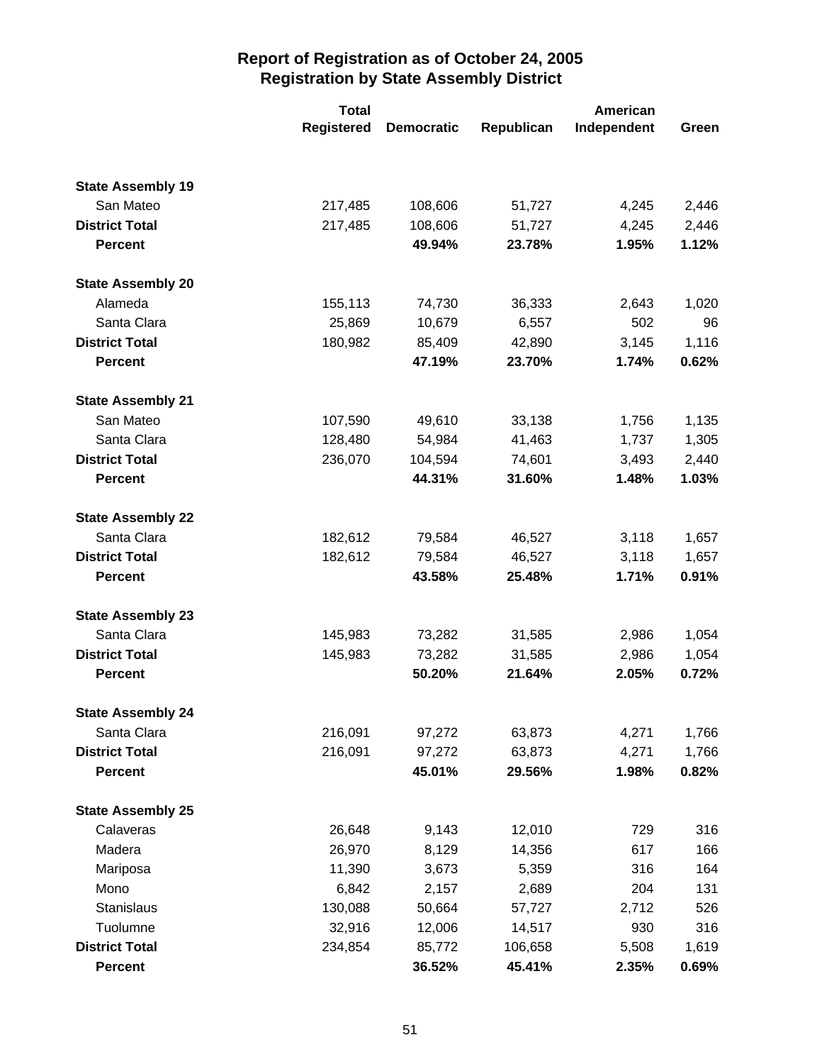# Report of Registration as of October 24, 2005
## Registration by State Assembly District

| | Total Registered | Democratic | Republican | American Independent | Green |
|---|---|---|---|---|---|
| **State Assembly 19** | | | | | |
| San Mateo | 217,485 | 108,606 | 51,727 | 4,245 | 2,446 |
| **District Total** | 217,485 | 108,606 | 51,727 | 4,245 | 2,446 |
| **Percent** | | **49.94%** | **23.78%** | **1.95%** | **1.12%** |
| **State Assembly 20** | | | | | |
| Alameda | 155,113 | 74,730 | 36,333 | 2,643 | 1,020 |
| Santa Clara | 25,869 | 10,679 | 6,557 | 502 | 96 |
| **District Total** | 180,982 | 85,409 | 42,890 | 3,145 | 1,116 |
| **Percent** | | **47.19%** | **23.70%** | **1.74%** | **0.62%** |
| **State Assembly 21** | | | | | |
| San Mateo | 107,590 | 49,610 | 33,138 | 1,756 | 1,135 |
| Santa Clara | 128,480 | 54,984 | 41,463 | 1,737 | 1,305 |
| **District Total** | 236,070 | 104,594 | 74,601 | 3,493 | 2,440 |
| **Percent** | | **44.31%** | **31.60%** | **1.48%** | **1.03%** |
| **State Assembly 22** | | | | | |
| Santa Clara | 182,612 | 79,584 | 46,527 | 3,118 | 1,657 |
| **District Total** | 182,612 | 79,584 | 46,527 | 3,118 | 1,657 |
| **Percent** | | **43.58%** | **25.48%** | **1.71%** | **0.91%** |
| **State Assembly 23** | | | | | |
| Santa Clara | 145,983 | 73,282 | 31,585 | 2,986 | 1,054 |
| **District Total** | 145,983 | 73,282 | 31,585 | 2,986 | 1,054 |
| **Percent** | | **50.20%** | **21.64%** | **2.05%** | **0.72%** |
| **State Assembly 24** | | | | | |
| Santa Clara | 216,091 | 97,272 | 63,873 | 4,271 | 1,766 |
| **District Total** | 216,091 | 97,272 | 63,873 | 4,271 | 1,766 |
| **Percent** | | **45.01%** | **29.56%** | **1.98%** | **0.82%** |
| **State Assembly 25** | | | | | |
| Calaveras | 26,648 | 9,143 | 12,010 | 729 | 316 |
| Madera | 26,970 | 8,129 | 14,356 | 617 | 166 |
| Mariposa | 11,390 | 3,673 | 5,359 | 316 | 164 |
| Mono | 6,842 | 2,157 | 2,689 | 204 | 131 |
| Stanislaus | 130,088 | 50,664 | 57,727 | 2,712 | 526 |
| Tuolumne | 32,916 | 12,006 | 14,517 | 930 | 316 |
| **District Total** | 234,854 | 85,772 | 106,658 | 5,508 | 1,619 |
| **Percent** | | **36.52%** | **45.41%** | **2.35%** | **0.69%** |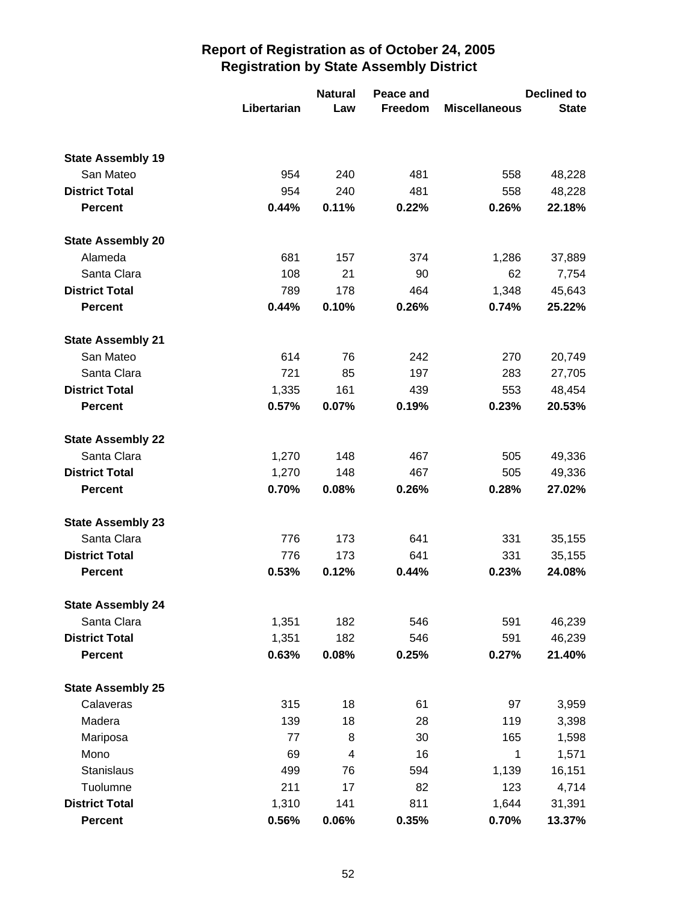# Report of Registration as of October 24, 2005
## Registration by State Assembly District

| | Libertarian | Natural Law | Peace and Freedom | Miscellaneous | Declined to State |
|---|---|---|---|---|---|
| **State Assembly 19** | | | | | |
| San Mateo | 954 | 240 | 481 | 558 | 48,228 |
| **District Total** | 954 | 240 | 481 | 558 | 48,228 |
| **Percent** | **0.44%** | **0.11%** | **0.22%** | **0.26%** | **22.18%** |
| **State Assembly 20** | | | | | |
| Alameda | 681 | 157 | 374 | 1,286 | 37,889 |
| Santa Clara | 108 | 21 | 90 | 62 | 7,754 |
| **District Total** | 789 | 178 | 464 | 1,348 | 45,643 |
| **Percent** | **0.44%** | **0.10%** | **0.26%** | **0.74%** | **25.22%** |
| **State Assembly 21** | | | | | |
| San Mateo | 614 | 76 | 242 | 270 | 20,749 |
| Santa Clara | 721 | 85 | 197 | 283 | 27,705 |
| **District Total** | 1,335 | 161 | 439 | 553 | 48,454 |
| **Percent** | **0.57%** | **0.07%** | **0.19%** | **0.23%** | **20.53%** |
| **State Assembly 22** | | | | | |
| Santa Clara | 1,270 | 148 | 467 | 505 | 49,336 |
| **District Total** | 1,270 | 148 | 467 | 505 | 49,336 |
| **Percent** | **0.70%** | **0.08%** | **0.26%** | **0.28%** | **27.02%** |
| **State Assembly 23** | | | | | |
| Santa Clara | 776 | 173 | 641 | 331 | 35,155 |
| **District Total** | 776 | 173 | 641 | 331 | 35,155 |
| **Percent** | **0.53%** | **0.12%** | **0.44%** | **0.23%** | **24.08%** |
| **State Assembly 24** | | | | | |
| Santa Clara | 1,351 | 182 | 546 | 591 | 46,239 |
| **District Total** | 1,351 | 182 | 546 | 591 | 46,239 |
| **Percent** | **0.63%** | **0.08%** | **0.25%** | **0.27%** | **21.40%** |
| **State Assembly 25** | | | | | |
| Calaveras | 315 | 18 | 61 | 97 | 3,959 |
| Madera | 139 | 18 | 28 | 119 | 3,398 |
| Mariposa | 77 | 8 | 30 | 165 | 1,598 |
| Mono | 69 | 4 | 16 | 1 | 1,571 |
| Stanislaus | 499 | 76 | 594 | 1,139 | 16,151 |
| Tuolumne | 211 | 17 | 82 | 123 | 4,714 |
| **District Total** | 1,310 | 141 | 811 | 1,644 | 31,391 |
| **Percent** | **0.56%** | **0.06%** | **0.35%** | **0.70%** | **13.37%** |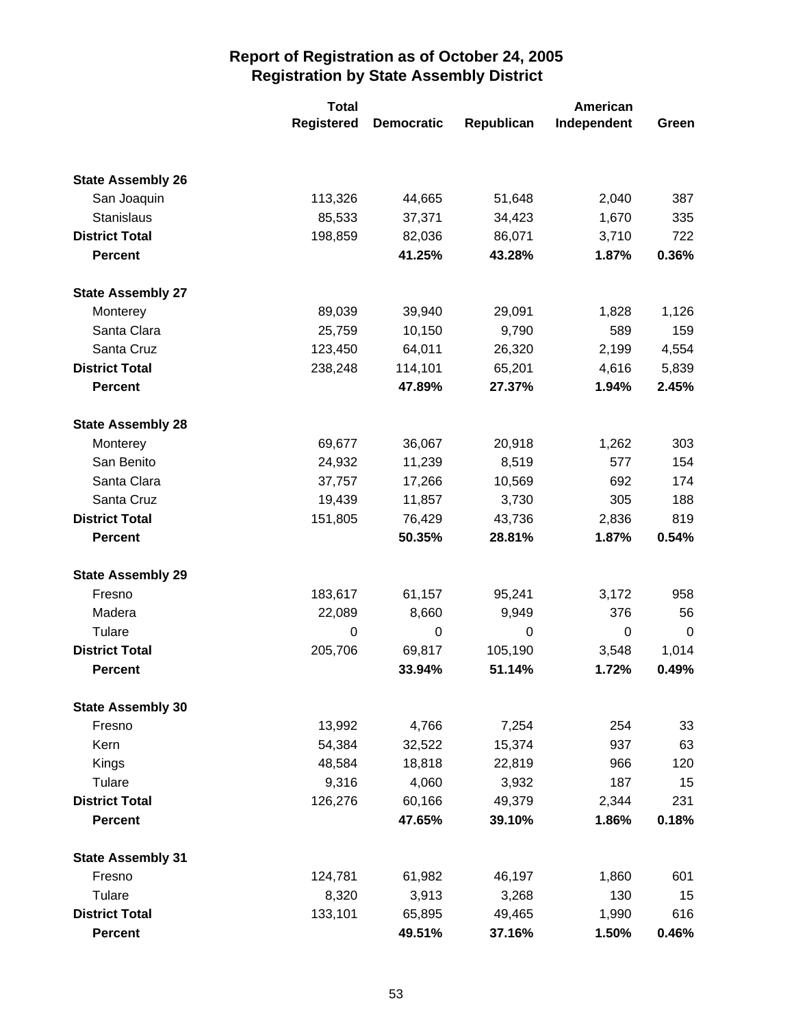# Report of Registration as of October 24, 2005
## Registration by State Assembly District

| | Total Registered | Democratic | Republican | American Independent | Green |
|---|---|---|---|---|---|
| **State Assembly 26** | | | | | |
| San Joaquin | 113,326 | 44,665 | 51,648 | 2,040 | 387 |
| Stanislaus | 85,533 | 37,371 | 34,423 | 1,670 | 335 |
| **District Total** | 198,859 | 82,036 | 86,071 | 3,710 | 722 |
| **Percent** | | **41.25%** | **43.28%** | **1.87%** | **0.36%** |
| **State Assembly 27** | | | | | |
| Monterey | 89,039 | 39,940 | 29,091 | 1,828 | 1,126 |
| Santa Clara | 25,759 | 10,150 | 9,790 | 589 | 159 |
| Santa Cruz | 123,450 | 64,011 | 26,320 | 2,199 | 4,554 |
| **District Total** | 238,248 | 114,101 | 65,201 | 4,616 | 5,839 |
| **Percent** | | **47.89%** | **27.37%** | **1.94%** | **2.45%** |
| **State Assembly 28** | | | | | |
| Monterey | 69,677 | 36,067 | 20,918 | 1,262 | 303 |
| San Benito | 24,932 | 11,239 | 8,519 | 577 | 154 |
| Santa Clara | 37,757 | 17,266 | 10,569 | 692 | 174 |
| Santa Cruz | 19,439 | 11,857 | 3,730 | 305 | 188 |
| **District Total** | 151,805 | 76,429 | 43,736 | 2,836 | 819 |
| **Percent** | | **50.35%** | **28.81%** | **1.87%** | **0.54%** |
| **State Assembly 29** | | | | | |
| Fresno | 183,617 | 61,157 | 95,241 | 3,172 | 958 |
| Madera | 22,089 | 8,660 | 9,949 | 376 | 56 |
| Tulare | 0 | 0 | 0 | 0 | 0 |
| **District Total** | 205,706 | 69,817 | 105,190 | 3,548 | 1,014 |
| **Percent** | | **33.94%** | **51.14%** | **1.72%** | **0.49%** |
| **State Assembly 30** | | | | | |
| Fresno | 13,992 | 4,766 | 7,254 | 254 | 33 |
| Kern | 54,384 | 32,522 | 15,374 | 937 | 63 |
| Kings | 48,584 | 18,818 | 22,819 | 966 | 120 |
| Tulare | 9,316 | 4,060 | 3,932 | 187 | 15 |
| **District Total** | 126,276 | 60,166 | 49,379 | 2,344 | 231 |
| **Percent** | | **47.65%** | **39.10%** | **1.86%** | **0.18%** |
| **State Assembly 31** | | | | | |
| Fresno | 124,781 | 61,982 | 46,197 | 1,860 | 601 |
| Tulare | 8,320 | 3,913 | 3,268 | 130 | 15 |
| **District Total** | 133,101 | 65,895 | 49,465 | 1,990 | 616 |
| **Percent** | | **49.51%** | **37.16%** | **1.50%** | **0.46%** |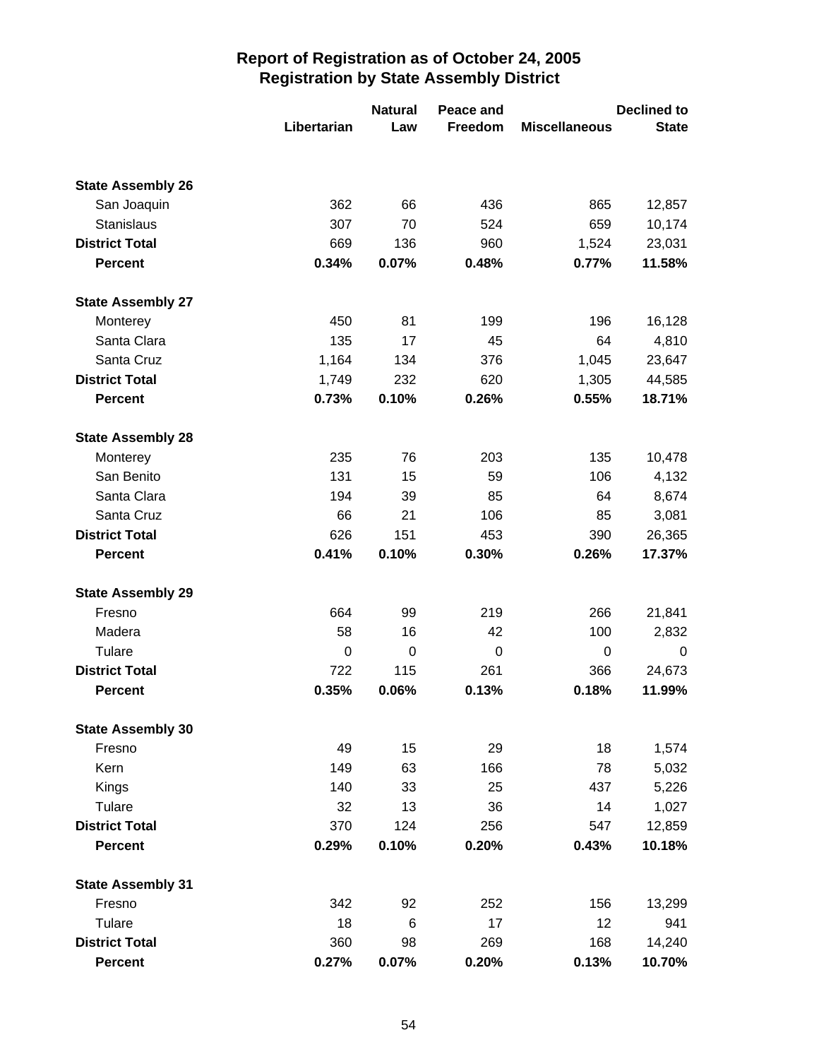## Report of Registration as of October 24, 2005
## Registration by State Assembly District

| | Libertarian | Natural Law | Peace and Freedom | Miscellaneous | Declined to State |
|---|---|---|---|---|---|
| **State Assembly 26** | | | | | |
| San Joaquin | 362 | 66 | 436 | 865 | 12,857 |
| Stanislaus | 307 | 70 | 524 | 659 | 10,174 |
| **District Total** | 669 | 136 | 960 | 1,524 | 23,031 |
| **Percent** | **0.34%** | **0.07%** | **0.48%** | **0.77%** | **11.58%** |
| **State Assembly 27** | | | | | |
| Monterey | 450 | 81 | 199 | 196 | 16,128 |
| Santa Clara | 135 | 17 | 45 | 64 | 4,810 |
| Santa Cruz | 1,164 | 134 | 376 | 1,045 | 23,647 |
| **District Total** | 1,749 | 232 | 620 | 1,305 | 44,585 |
| **Percent** | **0.73%** | **0.10%** | **0.26%** | **0.55%** | **18.71%** |
| **State Assembly 28** | | | | | |
| Monterey | 235 | 76 | 203 | 135 | 10,478 |
| San Benito | 131 | 15 | 59 | 106 | 4,132 |
| Santa Clara | 194 | 39 | 85 | 64 | 8,674 |
| Santa Cruz | 66 | 21 | 106 | 85 | 3,081 |
| **District Total** | 626 | 151 | 453 | 390 | 26,365 |
| **Percent** | **0.41%** | **0.10%** | **0.30%** | **0.26%** | **17.37%** |
| **State Assembly 29** | | | | | |
| Fresno | 664 | 99 | 219 | 266 | 21,841 |
| Madera | 58 | 16 | 42 | 100 | 2,832 |
| Tulare | 0 | 0 | 0 | 0 | 0 |
| **District Total** | 722 | 115 | 261 | 366 | 24,673 |
| **Percent** | **0.35%** | **0.06%** | **0.13%** | **0.18%** | **11.99%** |
| **State Assembly 30** | | | | | |
| Fresno | 49 | 15 | 29 | 18 | 1,574 |
| Kern | 149 | 63 | 166 | 78 | 5,032 |
| Kings | 140 | 33 | 25 | 437 | 5,226 |
| Tulare | 32 | 13 | 36 | 14 | 1,027 |
| **District Total** | 370 | 124 | 256 | 547 | 12,859 |
| **Percent** | **0.29%** | **0.10%** | **0.20%** | **0.43%** | **10.18%** |
| **State Assembly 31** | | | | | |
| Fresno | 342 | 92 | 252 | 156 | 13,299 |
| Tulare | 18 | 6 | 17 | 12 | 941 |
| **District Total** | 360 | 98 | 269 | 168 | 14,240 |
| **Percent** | **0.27%** | **0.07%** | **0.20%** | **0.13%** | **10.70%** |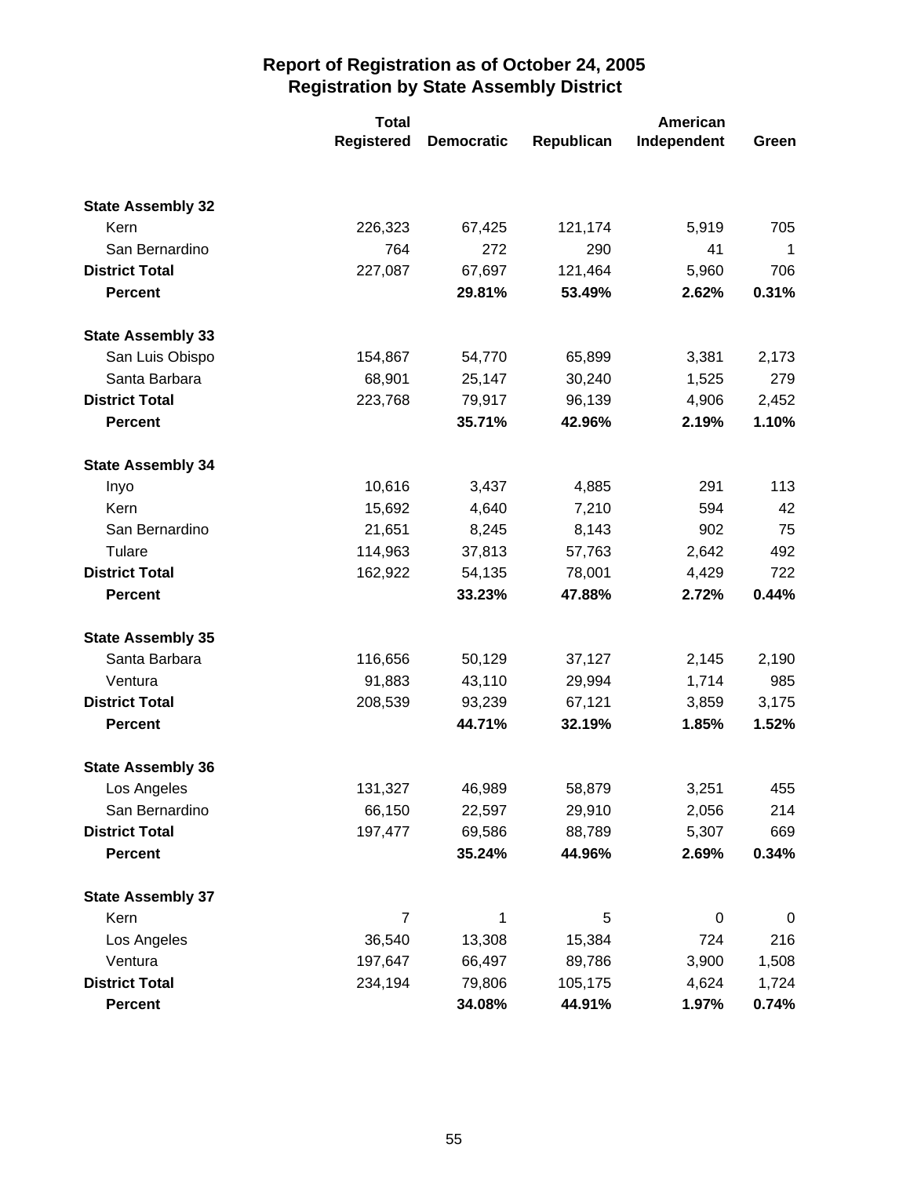# Report of Registration as of October 24, 2005
## Registration by State Assembly District

| | Total Registered | Democratic | Republican | American Independent | Green |
|---|---|---|---|---|---|
| **State Assembly 32** | | | | | |
| Kern | 226,323 | 67,425 | 121,174 | 5,919 | 705 |
| San Bernardino | 764 | 272 | 290 | 41 | 1 |
| **District Total** | 227,087 | 67,697 | 121,464 | 5,960 | 706 |
| **Percent** | | **29.81%** | **53.49%** | **2.62%** | **0.31%** |
| **State Assembly 33** | | | | | |
| San Luis Obispo | 154,867 | 54,770 | 65,899 | 3,381 | 2,173 |
| Santa Barbara | 68,901 | 25,147 | 30,240 | 1,525 | 279 |
| **District Total** | 223,768 | 79,917 | 96,139 | 4,906 | 2,452 |
| **Percent** | | **35.71%** | **42.96%** | **2.19%** | **1.10%** |
| **State Assembly 34** | | | | | |
| Inyo | 10,616 | 3,437 | 4,885 | 291 | 113 |
| Kern | 15,692 | 4,640 | 7,210 | 594 | 42 |
| San Bernardino | 21,651 | 8,245 | 8,143 | 902 | 75 |
| Tulare | 114,963 | 37,813 | 57,763 | 2,642 | 492 |
| **District Total** | 162,922 | 54,135 | 78,001 | 4,429 | 722 |
| **Percent** | | **33.23%** | **47.88%** | **2.72%** | **0.44%** |
| **State Assembly 35** | | | | | |
| Santa Barbara | 116,656 | 50,129 | 37,127 | 2,145 | 2,190 |
| Ventura | 91,883 | 43,110 | 29,994 | 1,714 | 985 |
| **District Total** | 208,539 | 93,239 | 67,121 | 3,859 | 3,175 |
| **Percent** | | **44.71%** | **32.19%** | **1.85%** | **1.52%** |
| **State Assembly 36** | | | | | |
| Los Angeles | 131,327 | 46,989 | 58,879 | 3,251 | 455 |
| San Bernardino | 66,150 | 22,597 | 29,910 | 2,056 | 214 |
| **District Total** | 197,477 | 69,586 | 88,789 | 5,307 | 669 |
| **Percent** | | **35.24%** | **44.96%** | **2.69%** | **0.34%** |
| **State Assembly 37** | | | | | |
| Kern | 7 | 1 | 5 | 0 | 0 |
| Los Angeles | 36,540 | 13,308 | 15,384 | 724 | 216 |
| Ventura | 197,647 | 66,497 | 89,786 | 3,900 | 1,508 |
| **District Total** | 234,194 | 79,806 | 105,175 | 4,624 | 1,724 |
| **Percent** | | **34.08%** | **44.91%** | **1.97%** | **0.74%** |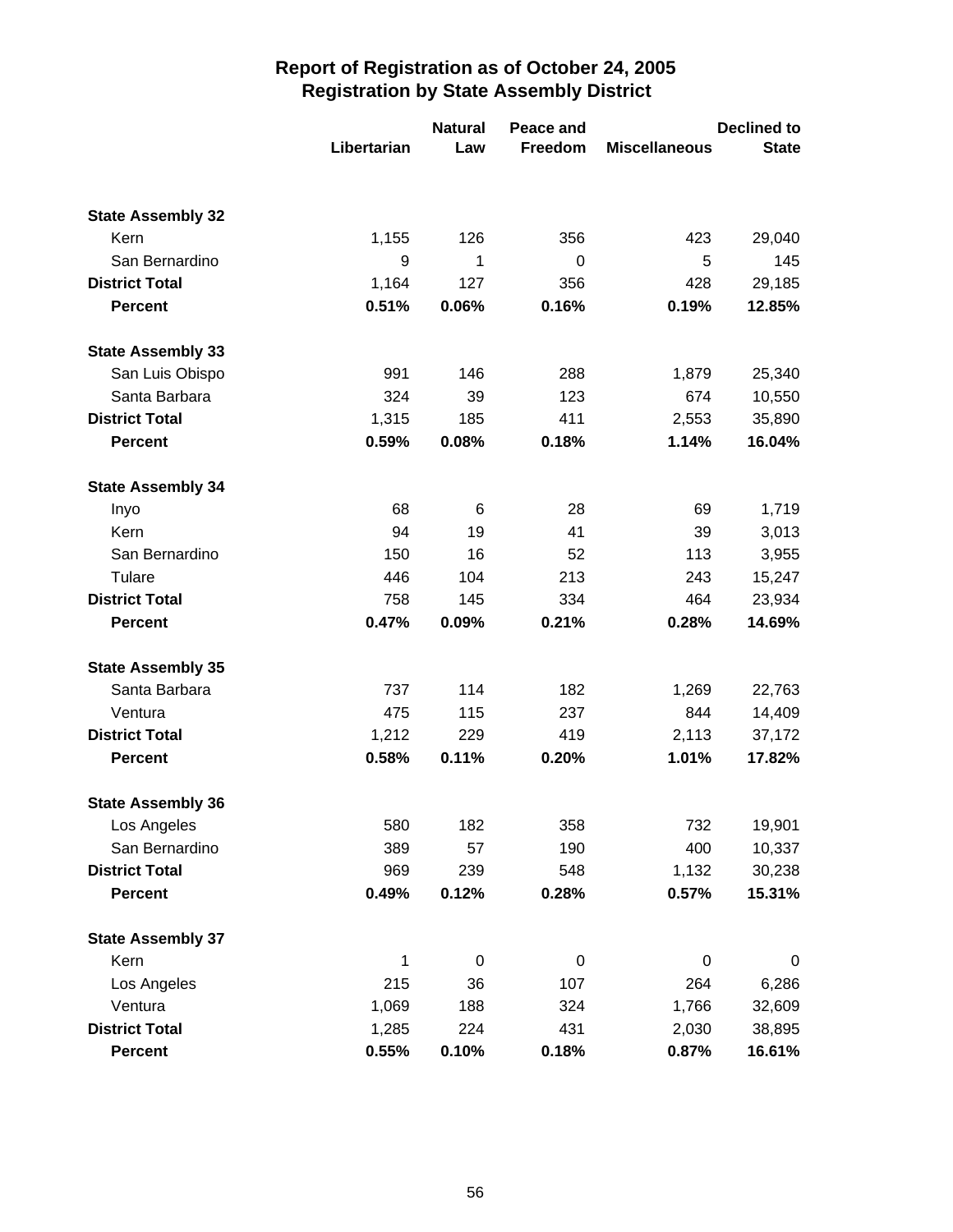# Report of Registration as of October 24, 2005
## Registration by State Assembly District

| | Libertarian | Natural Law | Peace and Freedom | Miscellaneous | Declined to State |
|---|---|---|---|---|---|
| **State Assembly 32** | | | | | |
| Kern | 1,155 | 126 | 356 | 423 | 29,040 |
| San Bernardino | 9 | 1 | 0 | 5 | 145 |
| **District Total** | 1,164 | 127 | 356 | 428 | 29,185 |
| **Percent** | **0.51%** | **0.06%** | **0.16%** | **0.19%** | **12.85%** |
| **State Assembly 33** | | | | | |
| San Luis Obispo | 991 | 146 | 288 | 1,879 | 25,340 |
| Santa Barbara | 324 | 39 | 123 | 674 | 10,550 |
| **District Total** | 1,315 | 185 | 411 | 2,553 | 35,890 |
| **Percent** | **0.59%** | **0.08%** | **0.18%** | **1.14%** | **16.04%** |
| **State Assembly 34** | | | | | |
| Inyo | 68 | 6 | 28 | 69 | 1,719 |
| Kern | 94 | 19 | 41 | 39 | 3,013 |
| San Bernardino | 150 | 16 | 52 | 113 | 3,955 |
| Tulare | 446 | 104 | 213 | 243 | 15,247 |
| **District Total** | 758 | 145 | 334 | 464 | 23,934 |
| **Percent** | **0.47%** | **0.09%** | **0.21%** | **0.28%** | **14.69%** |
| **State Assembly 35** | | | | | |
| Santa Barbara | 737 | 114 | 182 | 1,269 | 22,763 |
| Ventura | 475 | 115 | 237 | 844 | 14,409 |
| **District Total** | 1,212 | 229 | 419 | 2,113 | 37,172 |
| **Percent** | **0.58%** | **0.11%** | **0.20%** | **1.01%** | **17.82%** |
| **State Assembly 36** | | | | | |
| Los Angeles | 580 | 182 | 358 | 732 | 19,901 |
| San Bernardino | 389 | 57 | 190 | 400 | 10,337 |
| **District Total** | 969 | 239 | 548 | 1,132 | 30,238 |
| **Percent** | **0.49%** | **0.12%** | **0.28%** | **0.57%** | **15.31%** |
| **State Assembly 37** | | | | | |
| Kern | 1 | 0 | 0 | 0 | 0 |
| Los Angeles | 215 | 36 | 107 | 264 | 6,286 |
| Ventura | 1,069 | 188 | 324 | 1,766 | 32,609 |
| **District Total** | 1,285 | 224 | 431 | 2,030 | 38,895 |
| **Percent** | **0.55%** | **0.10%** | **0.18%** | **0.87%** | **16.61%** |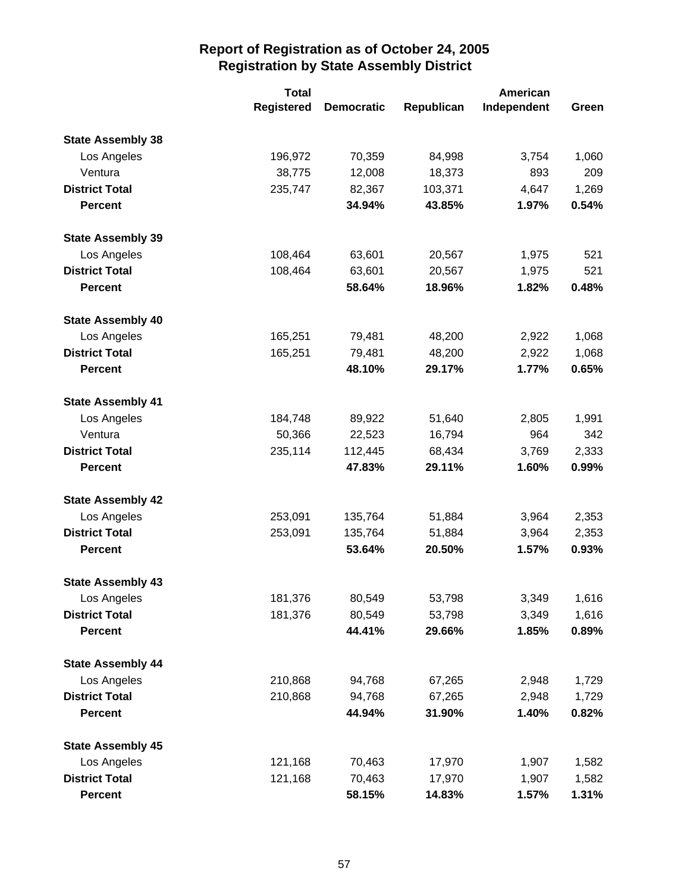## Report of Registration as of October 24, 2005
## Registration by State Assembly District

| | Total Registered | Democratic | Republican | American Independent | Green |
|---|---|---|---|---|---|
| **State Assembly 38** | | | | | |
| Los Angeles | 196,972 | 70,359 | 84,998 | 3,754 | 1,060 |
| Ventura | 38,775 | 12,008 | 18,373 | 893 | 209 |
| **District Total** | 235,747 | 82,367 | 103,371 | 4,647 | 1,269 |
| **Percent** | | **34.94%** | **43.85%** | **1.97%** | **0.54%** |
| **State Assembly 39** | | | | | |
| Los Angeles | 108,464 | 63,601 | 20,567 | 1,975 | 521 |
| **District Total** | 108,464 | 63,601 | 20,567 | 1,975 | 521 |
| **Percent** | | **58.64%** | **18.96%** | **1.82%** | **0.48%** |
| **State Assembly 40** | | | | | |
| Los Angeles | 165,251 | 79,481 | 48,200 | 2,922 | 1,068 |
| **District Total** | 165,251 | 79,481 | 48,200 | 2,922 | 1,068 |
| **Percent** | | **48.10%** | **29.17%** | **1.77%** | **0.65%** |
| **State Assembly 41** | | | | | |
| Los Angeles | 184,748 | 89,922 | 51,640 | 2,805 | 1,991 |
| Ventura | 50,366 | 22,523 | 16,794 | 964 | 342 |
| **District Total** | 235,114 | 112,445 | 68,434 | 3,769 | 2,333 |
| **Percent** | | **47.83%** | **29.11%** | **1.60%** | **0.99%** |
| **State Assembly 42** | | | | | |
| Los Angeles | 253,091 | 135,764 | 51,884 | 3,964 | 2,353 |
| **District Total** | 253,091 | 135,764 | 51,884 | 3,964 | 2,353 |
| **Percent** | | **53.64%** | **20.50%** | **1.57%** | **0.93%** |
| **State Assembly 43** | | | | | |
| Los Angeles | 181,376 | 80,549 | 53,798 | 3,349 | 1,616 |
| **District Total** | 181,376 | 80,549 | 53,798 | 3,349 | 1,616 |
| **Percent** | | **44.41%** | **29.66%** | **1.85%** | **0.89%** |
| **State Assembly 44** | | | | | |
| Los Angeles | 210,868 | 94,768 | 67,265 | 2,948 | 1,729 |
| **District Total** | 210,868 | 94,768 | 67,265 | 2,948 | 1,729 |
| **Percent** | | **44.94%** | **31.90%** | **1.40%** | **0.82%** |
| **State Assembly 45** | | | | | |
| Los Angeles | 121,168 | 70,463 | 17,970 | 1,907 | 1,582 |
| **District Total** | 121,168 | 70,463 | 17,970 | 1,907 | 1,582 |
| **Percent** | | **58.15%** | **14.83%** | **1.57%** | **1.31%** |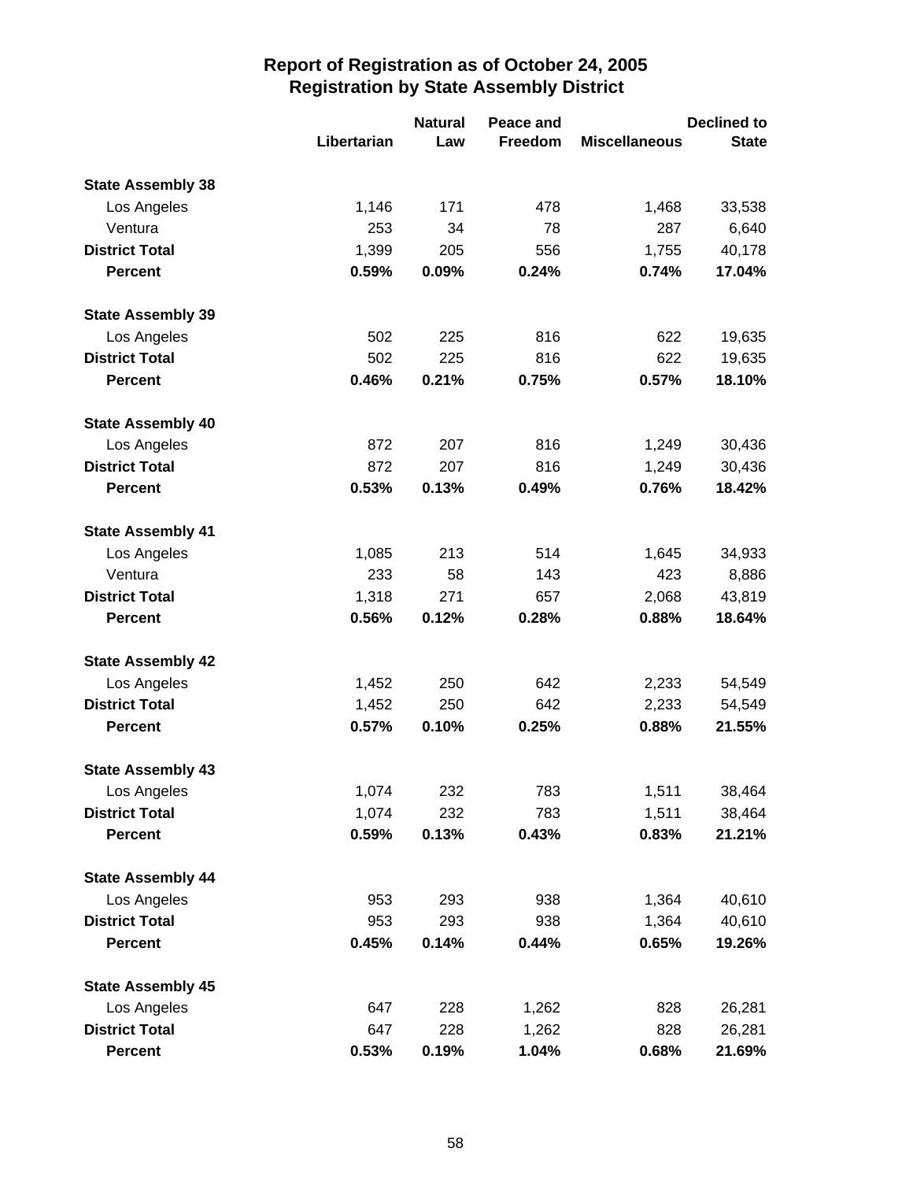# Report of Registration as of October 24, 2005
## Registration by State Assembly District

| | Libertarian | Natural Law | Peace and Freedom | Miscellaneous | Declined to State |
|---|---|---|---|---|---|
| **State Assembly 38** | | | | | |
| Los Angeles | 1,146 | 171 | 478 | 1,468 | 33,538 |
| Ventura | 253 | 34 | 78 | 287 | 6,640 |
| **District Total** | 1,399 | 205 | 556 | 1,755 | 40,178 |
| **Percent** | **0.59%** | **0.09%** | **0.24%** | **0.74%** | **17.04%** |
| **State Assembly 39** | | | | | |
| Los Angeles | 502 | 225 | 816 | 622 | 19,635 |
| **District Total** | 502 | 225 | 816 | 622 | 19,635 |
| **Percent** | **0.46%** | **0.21%** | **0.75%** | **0.57%** | **18.10%** |
| **State Assembly 40** | | | | | |
| Los Angeles | 872 | 207 | 816 | 1,249 | 30,436 |
| **District Total** | 872 | 207 | 816 | 1,249 | 30,436 |
| **Percent** | **0.53%** | **0.13%** | **0.49%** | **0.76%** | **18.42%** |
| **State Assembly 41** | | | | | |
| Los Angeles | 1,085 | 213 | 514 | 1,645 | 34,933 |
| Ventura | 233 | 58 | 143 | 423 | 8,886 |
| **District Total** | 1,318 | 271 | 657 | 2,068 | 43,819 |
| **Percent** | **0.56%** | **0.12%** | **0.28%** | **0.88%** | **18.64%** |
| **State Assembly 42** | | | | | |
| Los Angeles | 1,452 | 250 | 642 | 2,233 | 54,549 |
| **District Total** | 1,452 | 250 | 642 | 2,233 | 54,549 |
| **Percent** | **0.57%** | **0.10%** | **0.25%** | **0.88%** | **21.55%** |
| **State Assembly 43** | | | | | |
| Los Angeles | 1,074 | 232 | 783 | 1,511 | 38,464 |
| **District Total** | 1,074 | 232 | 783 | 1,511 | 38,464 |
| **Percent** | **0.59%** | **0.13%** | **0.43%** | **0.83%** | **21.21%** |
| **State Assembly 44** | | | | | |
| Los Angeles | 953 | 293 | 938 | 1,364 | 40,610 |
| **District Total** | 953 | 293 | 938 | 1,364 | 40,610 |
| **Percent** | **0.45%** | **0.14%** | **0.44%** | **0.65%** | **19.26%** |
| **State Assembly 45** | | | | | |
| Los Angeles | 647 | 228 | 1,262 | 828 | 26,281 |
| **District Total** | 647 | 228 | 1,262 | 828 | 26,281 |
| **Percent** | **0.53%** | **0.19%** | **1.04%** | **0.68%** | **21.69%** |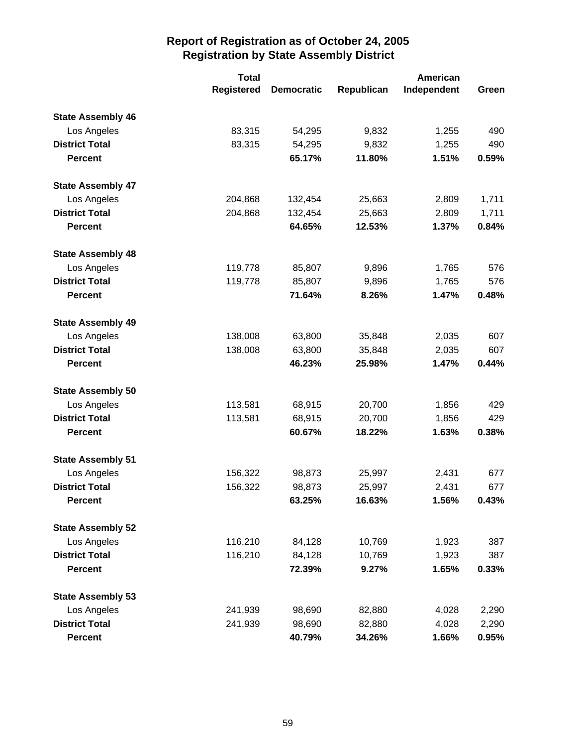## Report of Registration as of October 24, 2005
## Registration by State Assembly District

| | Total Registered | Democratic | Republican | American Independent | Green |
|---|---|---|---|---|---|
| **State Assembly 46** | | | | | |
| Los Angeles | 83,315 | 54,295 | 9,832 | 1,255 | 490 |
| **District Total** | 83,315 | 54,295 | 9,832 | 1,255 | 490 |
| **Percent** | | **65.17%** | **11.80%** | **1.51%** | **0.59%** |
| **State Assembly 47** | | | | | |
| Los Angeles | 204,868 | 132,454 | 25,663 | 2,809 | 1,711 |
| **District Total** | 204,868 | 132,454 | 25,663 | 2,809 | 1,711 |
| **Percent** | | **64.65%** | **12.53%** | **1.37%** | **0.84%** |
| **State Assembly 48** | | | | | |
| Los Angeles | 119,778 | 85,807 | 9,896 | 1,765 | 576 |
| **District Total** | 119,778 | 85,807 | 9,896 | 1,765 | 576 |
| **Percent** | | **71.64%** | **8.26%** | **1.47%** | **0.48%** |
| **State Assembly 49** | | | | | |
| Los Angeles | 138,008 | 63,800 | 35,848 | 2,035 | 607 |
| **District Total** | 138,008 | 63,800 | 35,848 | 2,035 | 607 |
| **Percent** | | **46.23%** | **25.98%** | **1.47%** | **0.44%** |
| **State Assembly 50** | | | | | |
| Los Angeles | 113,581 | 68,915 | 20,700 | 1,856 | 429 |
| **District Total** | 113,581 | 68,915 | 20,700 | 1,856 | 429 |
| **Percent** | | **60.67%** | **18.22%** | **1.63%** | **0.38%** |
| **State Assembly 51** | | | | | |
| Los Angeles | 156,322 | 98,873 | 25,997 | 2,431 | 677 |
| **District Total** | 156,322 | 98,873 | 25,997 | 2,431 | 677 |
| **Percent** | | **63.25%** | **16.63%** | **1.56%** | **0.43%** |
| **State Assembly 52** | | | | | |
| Los Angeles | 116,210 | 84,128 | 10,769 | 1,923 | 387 |
| **District Total** | 116,210 | 84,128 | 10,769 | 1,923 | 387 |
| **Percent** | | **72.39%** | **9.27%** | **1.65%** | **0.33%** |
| **State Assembly 53** | | | | | |
| Los Angeles | 241,939 | 98,690 | 82,880 | 4,028 | 2,290 |
| **District Total** | 241,939 | 98,690 | 82,880 | 4,028 | 2,290 |
| **Percent** | | **40.79%** | **34.26%** | **1.66%** | **0.95%** |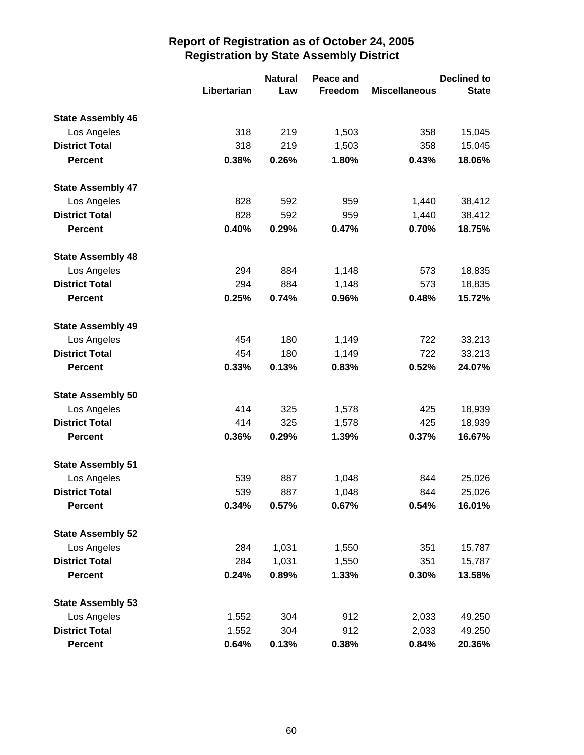## Report of Registration as of October 24, 2005
## Registration by State Assembly District

| | Libertarian | Natural Law | Peace and Freedom | Miscellaneous | Declined to State |
|---|---|---|---|---|---|
| **State Assembly 46** | | | | | |
| Los Angeles | 318 | 219 | 1,503 | 358 | 15,045 |
| **District Total** | 318 | 219 | 1,503 | 358 | 15,045 |
| **Percent** | **0.38%** | **0.26%** | **1.80%** | **0.43%** | **18.06%** |
| **State Assembly 47** | | | | | |
| Los Angeles | 828 | 592 | 959 | 1,440 | 38,412 |
| **District Total** | 828 | 592 | 959 | 1,440 | 38,412 |
| **Percent** | **0.40%** | **0.29%** | **0.47%** | **0.70%** | **18.75%** |
| **State Assembly 48** | | | | | |
| Los Angeles | 294 | 884 | 1,148 | 573 | 18,835 |
| **District Total** | 294 | 884 | 1,148 | 573 | 18,835 |
| **Percent** | **0.25%** | **0.74%** | **0.96%** | **0.48%** | **15.72%** |
| **State Assembly 49** | | | | | |
| Los Angeles | 454 | 180 | 1,149 | 722 | 33,213 |
| **District Total** | 454 | 180 | 1,149 | 722 | 33,213 |
| **Percent** | **0.33%** | **0.13%** | **0.83%** | **0.52%** | **24.07%** |
| **State Assembly 50** | | | | | |
| Los Angeles | 414 | 325 | 1,578 | 425 | 18,939 |
| **District Total** | 414 | 325 | 1,578 | 425 | 18,939 |
| **Percent** | **0.36%** | **0.29%** | **1.39%** | **0.37%** | **16.67%** |
| **State Assembly 51** | | | | | |
| Los Angeles | 539 | 887 | 1,048 | 844 | 25,026 |
| **District Total** | 539 | 887 | 1,048 | 844 | 25,026 |
| **Percent** | **0.34%** | **0.57%** | **0.67%** | **0.54%** | **16.01%** |
| **State Assembly 52** | | | | | |
| Los Angeles | 284 | 1,031 | 1,550 | 351 | 15,787 |
| **District Total** | 284 | 1,031 | 1,550 | 351 | 15,787 |
| **Percent** | **0.24%** | **0.89%** | **1.33%** | **0.30%** | **13.58%** |
| **State Assembly 53** | | | | | |
| Los Angeles | 1,552 | 304 | 912 | 2,033 | 49,250 |
| **District Total** | 1,552 | 304 | 912 | 2,033 | 49,250 |
| **Percent** | **0.64%** | **0.13%** | **0.38%** | **0.84%** | **20.36%** |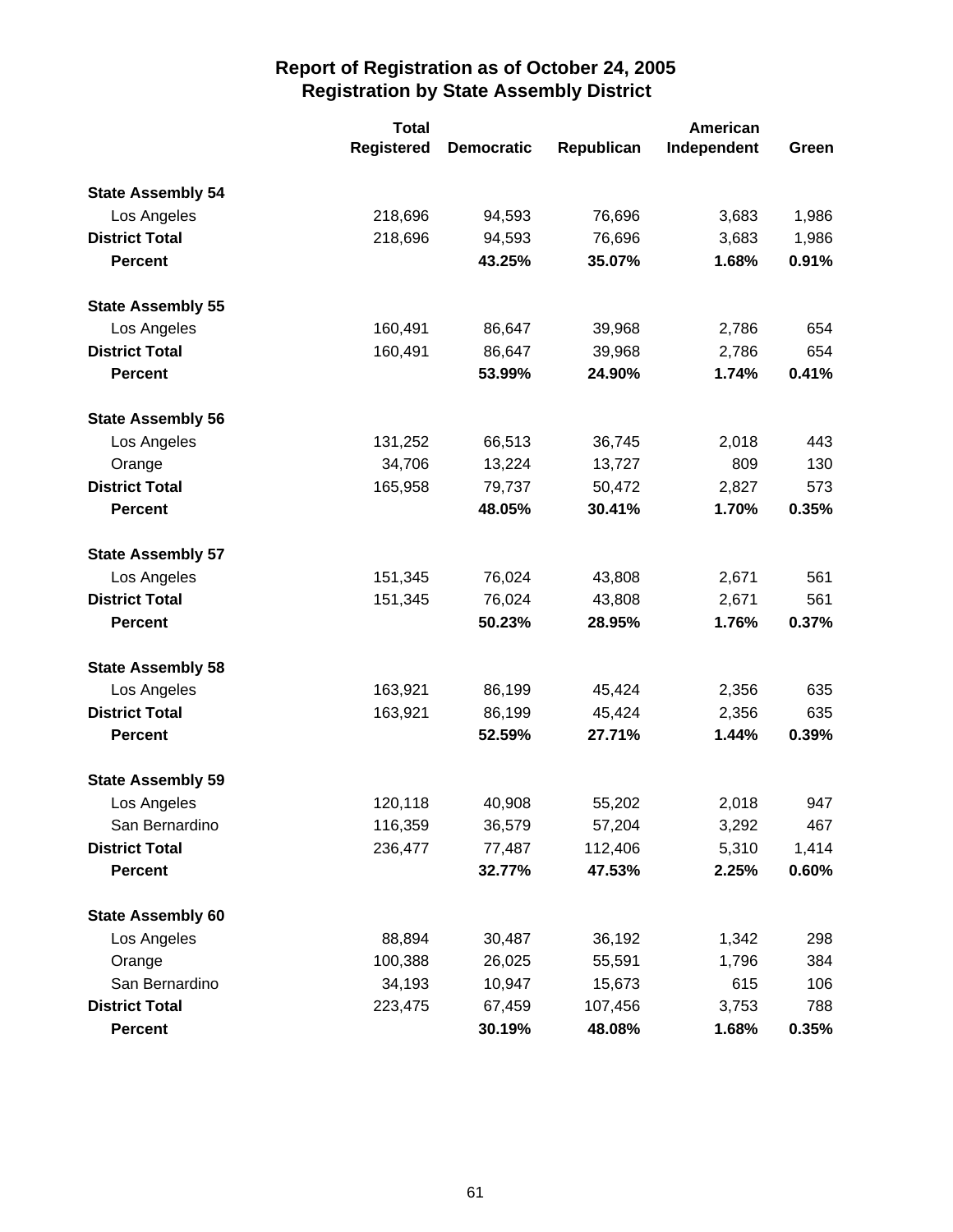# Report of Registration as of October 24, 2005
## Registration by State Assembly District

| | Total Registered | Democratic | Republican | American Independent | Green |
|---|---|---|---|---|---|
| **State Assembly 54** | | | | | |
| Los Angeles | 218,696 | 94,593 | 76,696 | 3,683 | 1,986 |
| **District Total** | 218,696 | 94,593 | 76,696 | 3,683 | 1,986 |
| **Percent** | | **43.25%** | **35.07%** | **1.68%** | **0.91%** |
| **State Assembly 55** | | | | | |
| Los Angeles | 160,491 | 86,647 | 39,968 | 2,786 | 654 |
| **District Total** | 160,491 | 86,647 | 39,968 | 2,786 | 654 |
| **Percent** | | **53.99%** | **24.90%** | **1.74%** | **0.41%** |
| **State Assembly 56** | | | | | |
| Los Angeles | 131,252 | 66,513 | 36,745 | 2,018 | 443 |
| Orange | 34,706 | 13,224 | 13,727 | 809 | 130 |
| **District Total** | 165,958 | 79,737 | 50,472 | 2,827 | 573 |
| **Percent** | | **48.05%** | **30.41%** | **1.70%** | **0.35%** |
| **State Assembly 57** | | | | | |
| Los Angeles | 151,345 | 76,024 | 43,808 | 2,671 | 561 |
| **District Total** | 151,345 | 76,024 | 43,808 | 2,671 | 561 |
| **Percent** | | **50.23%** | **28.95%** | **1.76%** | **0.37%** |
| **State Assembly 58** | | | | | |
| Los Angeles | 163,921 | 86,199 | 45,424 | 2,356 | 635 |
| **District Total** | 163,921 | 86,199 | 45,424 | 2,356 | 635 |
| **Percent** | | **52.59%** | **27.71%** | **1.44%** | **0.39%** |
| **State Assembly 59** | | | | | |
| Los Angeles | 120,118 | 40,908 | 55,202 | 2,018 | 947 |
| San Bernardino | 116,359 | 36,579 | 57,204 | 3,292 | 467 |
| **District Total** | 236,477 | 77,487 | 112,406 | 5,310 | 1,414 |
| **Percent** | | **32.77%** | **47.53%** | **2.25%** | **0.60%** |
| **State Assembly 60** | | | | | |
| Los Angeles | 88,894 | 30,487 | 36,192 | 1,342 | 298 |
| Orange | 100,388 | 26,025 | 55,591 | 1,796 | 384 |
| San Bernardino | 34,193 | 10,947 | 15,673 | 615 | 106 |
| **District Total** | 223,475 | 67,459 | 107,456 | 3,753 | 788 |
| **Percent** | | **30.19%** | **48.08%** | **1.68%** | **0.35%** |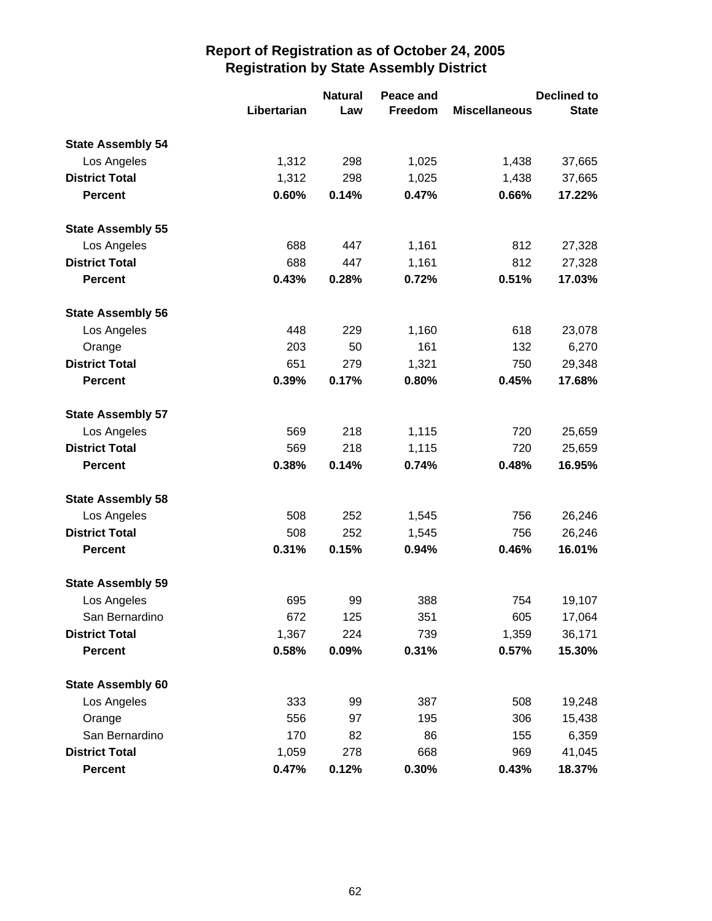# Report of Registration as of October 24, 2005
## Registration by State Assembly District

| | Libertarian | Natural Law | Peace and Freedom | Miscellaneous | Declined to State |
|---|---|---|---|---|---|
| **State Assembly 54** | | | | | |
| Los Angeles | 1,312 | 298 | 1,025 | 1,438 | 37,665 |
| **District Total** | 1,312 | 298 | 1,025 | 1,438 | 37,665 |
| **Percent** | **0.60%** | **0.14%** | **0.47%** | **0.66%** | **17.22%** |
| **State Assembly 55** | | | | | |
| Los Angeles | 688 | 447 | 1,161 | 812 | 27,328 |
| **District Total** | 688 | 447 | 1,161 | 812 | 27,328 |
| **Percent** | **0.43%** | **0.28%** | **0.72%** | **0.51%** | **17.03%** |
| **State Assembly 56** | | | | | |
| Los Angeles | 448 | 229 | 1,160 | 618 | 23,078 |
| Orange | 203 | 50 | 161 | 132 | 6,270 |
| **District Total** | 651 | 279 | 1,321 | 750 | 29,348 |
| **Percent** | **0.39%** | **0.17%** | **0.80%** | **0.45%** | **17.68%** |
| **State Assembly 57** | | | | | |
| Los Angeles | 569 | 218 | 1,115 | 720 | 25,659 |
| **District Total** | 569 | 218 | 1,115 | 720 | 25,659 |
| **Percent** | **0.38%** | **0.14%** | **0.74%** | **0.48%** | **16.95%** |
| **State Assembly 58** | | | | | |
| Los Angeles | 508 | 252 | 1,545 | 756 | 26,246 |
| **District Total** | 508 | 252 | 1,545 | 756 | 26,246 |
| **Percent** | **0.31%** | **0.15%** | **0.94%** | **0.46%** | **16.01%** |
| **State Assembly 59** | | | | | |
| Los Angeles | 695 | 99 | 388 | 754 | 19,107 |
| San Bernardino | 672 | 125 | 351 | 605 | 17,064 |
| **District Total** | 1,367 | 224 | 739 | 1,359 | 36,171 |
| **Percent** | **0.58%** | **0.09%** | **0.31%** | **0.57%** | **15.30%** |
| **State Assembly 60** | | | | | |
| Los Angeles | 333 | 99 | 387 | 508 | 19,248 |
| Orange | 556 | 97 | 195 | 306 | 15,438 |
| San Bernardino | 170 | 82 | 86 | 155 | 6,359 |
| **District Total** | 1,059 | 278 | 668 | 969 | 41,045 |
| **Percent** | **0.47%** | **0.12%** | **0.30%** | **0.43%** | **18.37%** |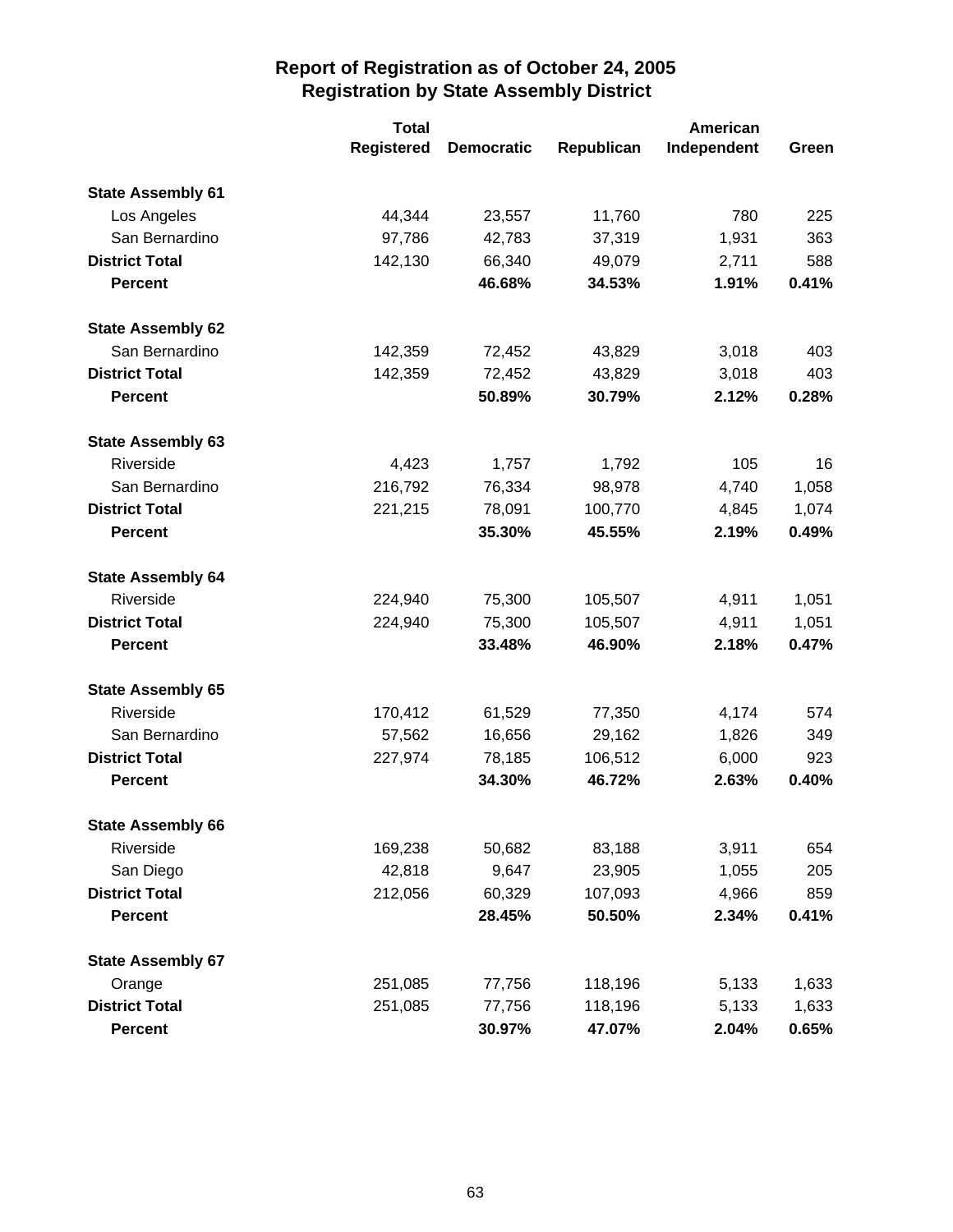# Report of Registration as of October 24, 2005
## Registration by State Assembly District

| | Total Registered | Democratic | Republican | American Independent | Green |
|---|---|---|---|---|---|
| **State Assembly 61** | | | | | |
| Los Angeles | 44,344 | 23,557 | 11,760 | 780 | 225 |
| San Bernardino | 97,786 | 42,783 | 37,319 | 1,931 | 363 |
| **District Total** | 142,130 | 66,340 | 49,079 | 2,711 | 588 |
| **Percent** | | **46.68%** | **34.53%** | **1.91%** | **0.41%** |
| **State Assembly 62** | | | | | |
| San Bernardino | 142,359 | 72,452 | 43,829 | 3,018 | 403 |
| **District Total** | 142,359 | 72,452 | 43,829 | 3,018 | 403 |
| **Percent** | | **50.89%** | **30.79%** | **2.12%** | **0.28%** |
| **State Assembly 63** | | | | | |
| Riverside | 4,423 | 1,757 | 1,792 | 105 | 16 |
| San Bernardino | 216,792 | 76,334 | 98,978 | 4,740 | 1,058 |
| **District Total** | 221,215 | 78,091 | 100,770 | 4,845 | 1,074 |
| **Percent** | | **35.30%** | **45.55%** | **2.19%** | **0.49%** |
| **State Assembly 64** | | | | | |
| Riverside | 224,940 | 75,300 | 105,507 | 4,911 | 1,051 |
| **District Total** | 224,940 | 75,300 | 105,507 | 4,911 | 1,051 |
| **Percent** | | **33.48%** | **46.90%** | **2.18%** | **0.47%** |
| **State Assembly 65** | | | | | |
| Riverside | 170,412 | 61,529 | 77,350 | 4,174 | 574 |
| San Bernardino | 57,562 | 16,656 | 29,162 | 1,826 | 349 |
| **District Total** | 227,974 | 78,185 | 106,512 | 6,000 | 923 |
| **Percent** | | **34.30%** | **46.72%** | **2.63%** | **0.40%** |
| **State Assembly 66** | | | | | |
| Riverside | 169,238 | 50,682 | 83,188 | 3,911 | 654 |
| San Diego | 42,818 | 9,647 | 23,905 | 1,055 | 205 |
| **District Total** | 212,056 | 60,329 | 107,093 | 4,966 | 859 |
| **Percent** | | **28.45%** | **50.50%** | **2.34%** | **0.41%** |
| **State Assembly 67** | | | | | |
| Orange | 251,085 | 77,756 | 118,196 | 5,133 | 1,633 |
| **District Total** | 251,085 | 77,756 | 118,196 | 5,133 | 1,633 |
| **Percent** | | **30.97%** | **47.07%** | **2.04%** | **0.65%** |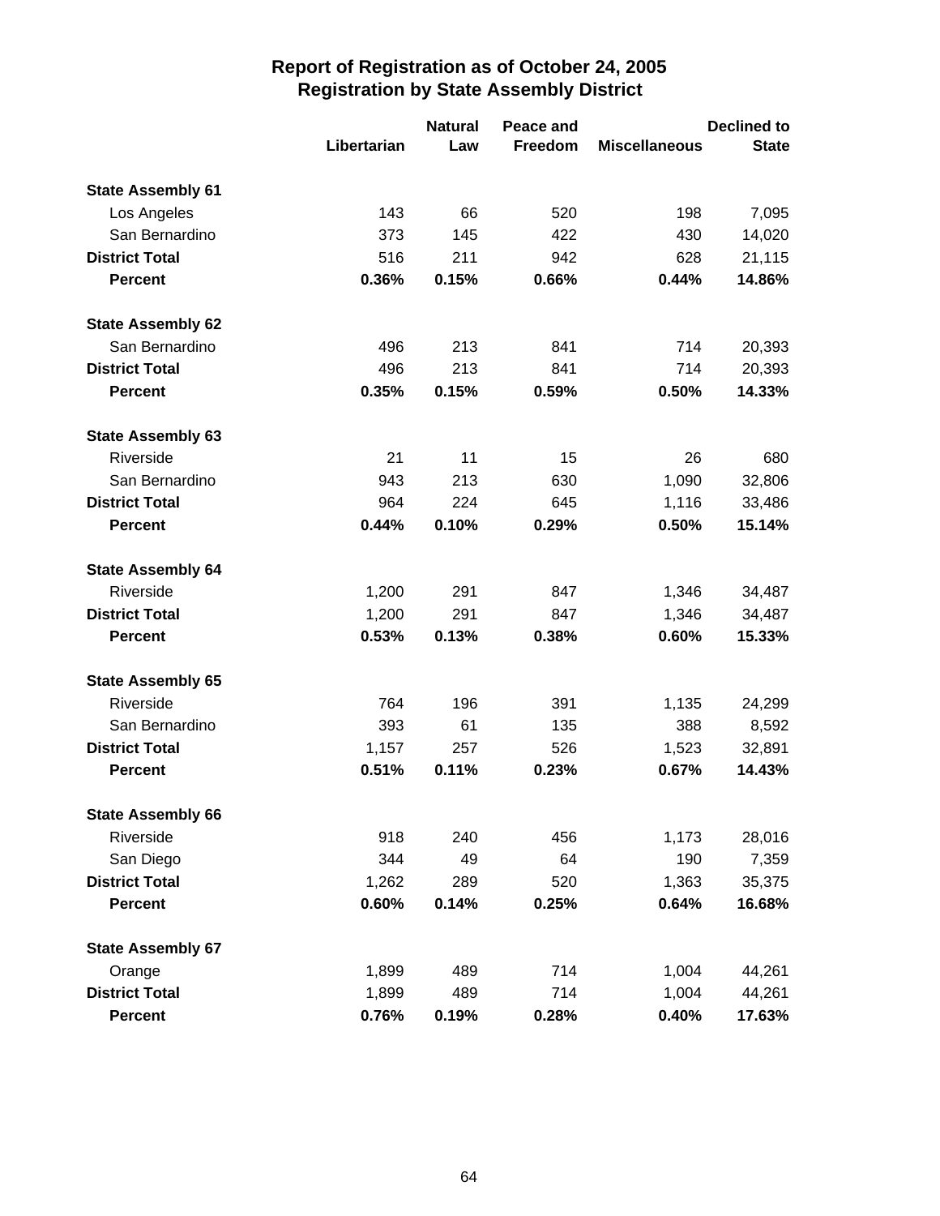# Report of Registration as of October 24, 2005
## Registration by State Assembly District

| | Libertarian | Natural Law | Peace and Freedom | Miscellaneous | Declined to State |
|---|---|---|---|---|---|
| **State Assembly 61** | | | | | |
| Los Angeles | 143 | 66 | 520 | 198 | 7,095 |
| San Bernardino | 373 | 145 | 422 | 430 | 14,020 |
| **District Total** | 516 | 211 | 942 | 628 | 21,115 |
| **Percent** | **0.36%** | **0.15%** | **0.66%** | **0.44%** | **14.86%** |
| **State Assembly 62** | | | | | |
| San Bernardino | 496 | 213 | 841 | 714 | 20,393 |
| **District Total** | 496 | 213 | 841 | 714 | 20,393 |
| **Percent** | **0.35%** | **0.15%** | **0.59%** | **0.50%** | **14.33%** |
| **State Assembly 63** | | | | | |
| Riverside | 21 | 11 | 15 | 26 | 680 |
| San Bernardino | 943 | 213 | 630 | 1,090 | 32,806 |
| **District Total** | 964 | 224 | 645 | 1,116 | 33,486 |
| **Percent** | **0.44%** | **0.10%** | **0.29%** | **0.50%** | **15.14%** |
| **State Assembly 64** | | | | | |
| Riverside | 1,200 | 291 | 847 | 1,346 | 34,487 |
| **District Total** | 1,200 | 291 | 847 | 1,346 | 34,487 |
| **Percent** | **0.53%** | **0.13%** | **0.38%** | **0.60%** | **15.33%** |
| **State Assembly 65** | | | | | |
| Riverside | 764 | 196 | 391 | 1,135 | 24,299 |
| San Bernardino | 393 | 61 | 135 | 388 | 8,592 |
| **District Total** | 1,157 | 257 | 526 | 1,523 | 32,891 |
| **Percent** | **0.51%** | **0.11%** | **0.23%** | **0.67%** | **14.43%** |
| **State Assembly 66** | | | | | |
| Riverside | 918 | 240 | 456 | 1,173 | 28,016 |
| San Diego | 344 | 49 | 64 | 190 | 7,359 |
| **District Total** | 1,262 | 289 | 520 | 1,363 | 35,375 |
| **Percent** | **0.60%** | **0.14%** | **0.25%** | **0.64%** | **16.68%** |
| **State Assembly 67** | | | | | |
| Orange | 1,899 | 489 | 714 | 1,004 | 44,261 |
| **District Total** | 1,899 | 489 | 714 | 1,004 | 44,261 |
| **Percent** | **0.76%** | **0.19%** | **0.28%** | **0.40%** | **17.63%** |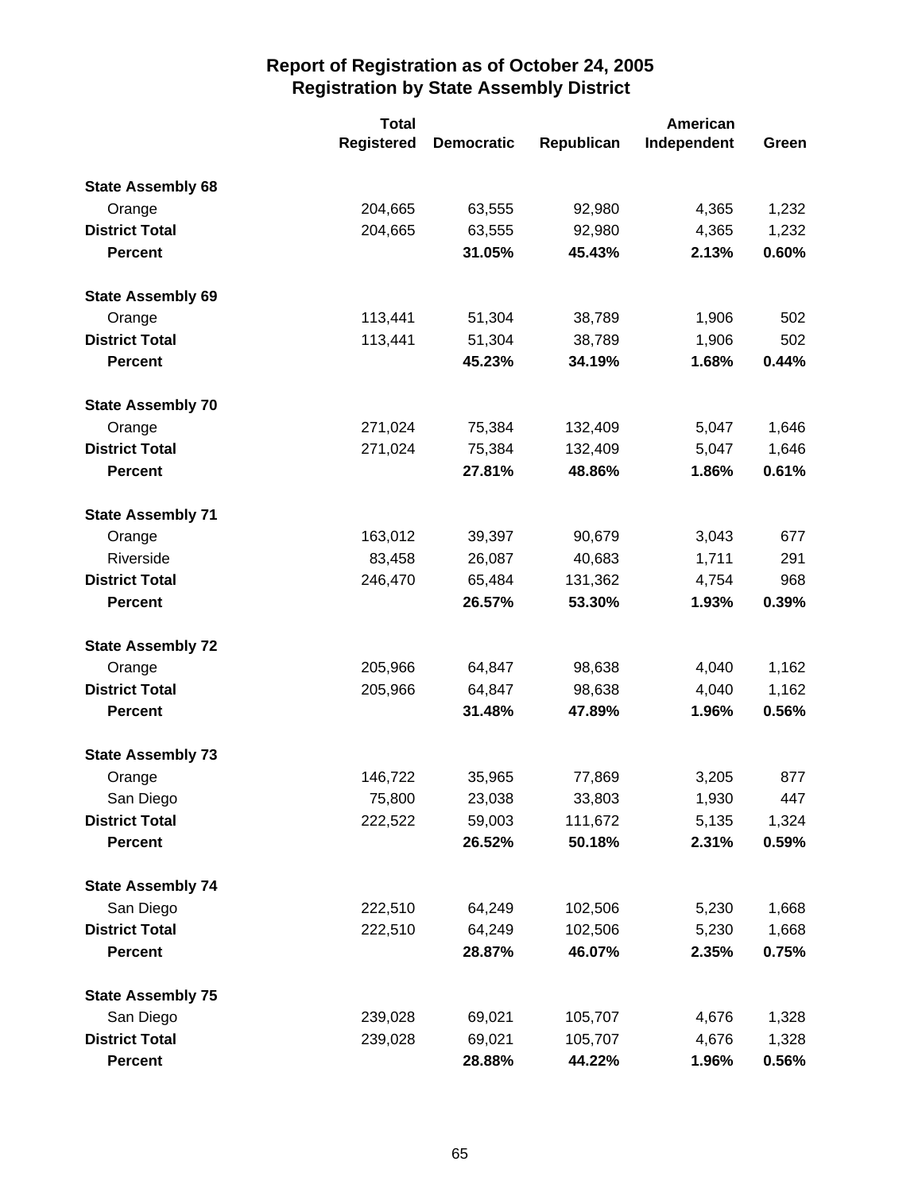# Report of Registration as of October 24, 2005
## Registration by State Assembly District

| | Total Registered | Democratic | Republican | American Independent | Green |
|---|---|---|---|---|---|
| **State Assembly 68** | | | | | |
| Orange | 204,665 | 63,555 | 92,980 | 4,365 | 1,232 |
| **District Total** | 204,665 | 63,555 | 92,980 | 4,365 | 1,232 |
| **Percent** | | **31.05%** | **45.43%** | **2.13%** | **0.60%** |
| **State Assembly 69** | | | | | |
| Orange | 113,441 | 51,304 | 38,789 | 1,906 | 502 |
| **District Total** | 113,441 | 51,304 | 38,789 | 1,906 | 502 |
| **Percent** | | **45.23%** | **34.19%** | **1.68%** | **0.44%** |
| **State Assembly 70** | | | | | |
| Orange | 271,024 | 75,384 | 132,409 | 5,047 | 1,646 |
| **District Total** | 271,024 | 75,384 | 132,409 | 5,047 | 1,646 |
| **Percent** | | **27.81%** | **48.86%** | **1.86%** | **0.61%** |
| **State Assembly 71** | | | | | |
| Orange | 163,012 | 39,397 | 90,679 | 3,043 | 677 |
| Riverside | 83,458 | 26,087 | 40,683 | 1,711 | 291 |
| **District Total** | 246,470 | 65,484 | 131,362 | 4,754 | 968 |
| **Percent** | | **26.57%** | **53.30%** | **1.93%** | **0.39%** |
| **State Assembly 72** | | | | | |
| Orange | 205,966 | 64,847 | 98,638 | 4,040 | 1,162 |
| **District Total** | 205,966 | 64,847 | 98,638 | 4,040 | 1,162 |
| **Percent** | | **31.48%** | **47.89%** | **1.96%** | **0.56%** |
| **State Assembly 73** | | | | | |
| Orange | 146,722 | 35,965 | 77,869 | 3,205 | 877 |
| San Diego | 75,800 | 23,038 | 33,803 | 1,930 | 447 |
| **District Total** | 222,522 | 59,003 | 111,672 | 5,135 | 1,324 |
| **Percent** | | **26.52%** | **50.18%** | **2.31%** | **0.59%** |
| **State Assembly 74** | | | | | |
| San Diego | 222,510 | 64,249 | 102,506 | 5,230 | 1,668 |
| **District Total** | 222,510 | 64,249 | 102,506 | 5,230 | 1,668 |
| **Percent** | | **28.87%** | **46.07%** | **2.35%** | **0.75%** |
| **State Assembly 75** | | | | | |
| San Diego | 239,028 | 69,021 | 105,707 | 4,676 | 1,328 |
| **District Total** | 239,028 | 69,021 | 105,707 | 4,676 | 1,328 |
| **Percent** | | **28.88%** | **44.22%** | **1.96%** | **0.56%** |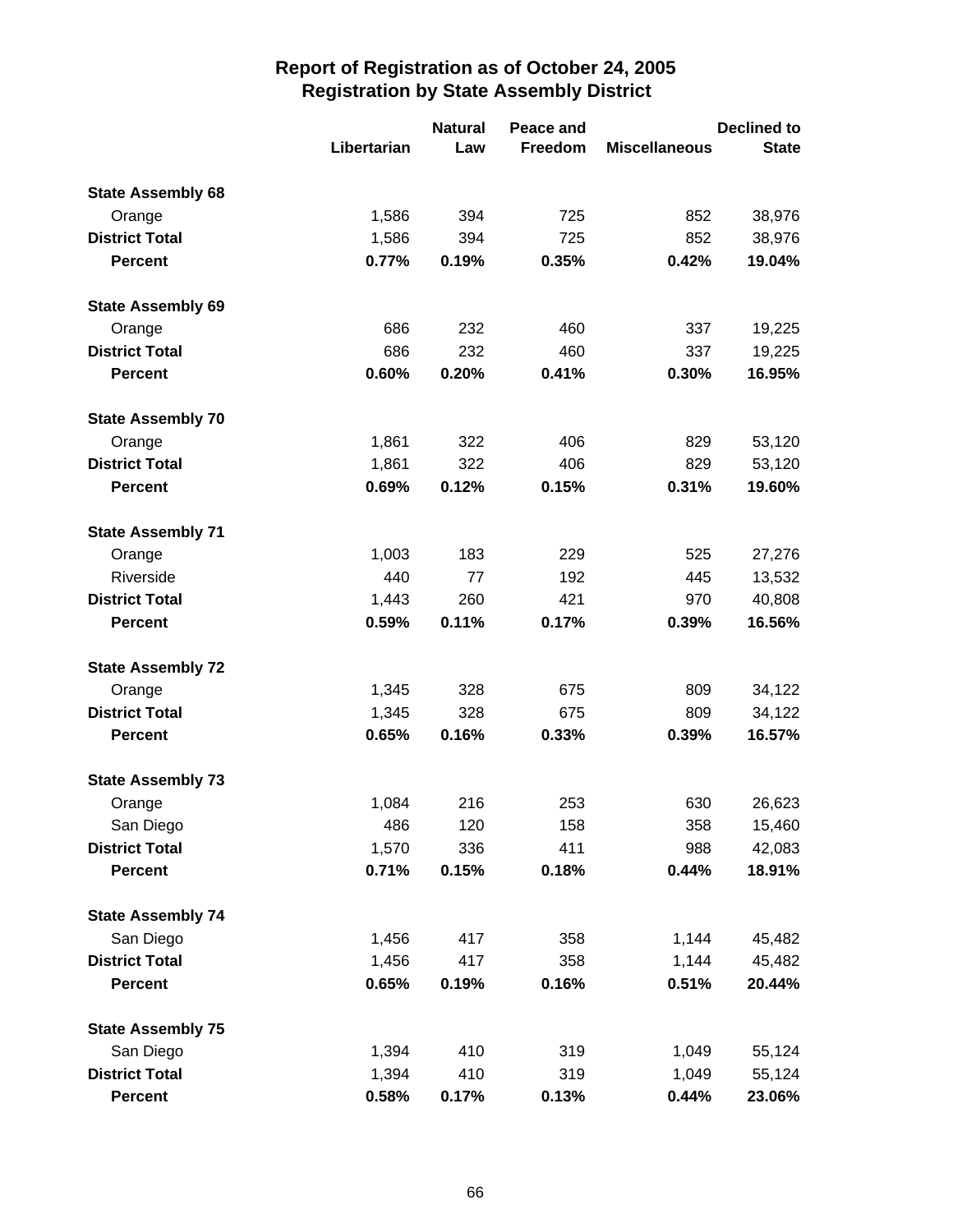## Report of Registration as of October 24, 2005
## Registration by State Assembly District

| | Libertarian | Natural Law | Peace and Freedom | Miscellaneous | Declined to State |
|---|---|---|---|---|---|
| **State Assembly 68** | | | | | |
| Orange | 1,586 | 394 | 725 | 852 | 38,976 |
| **District Total** | 1,586 | 394 | 725 | 852 | 38,976 |
| **Percent** | **0.77%** | **0.19%** | **0.35%** | **0.42%** | **19.04%** |
| **State Assembly 69** | | | | | |
| Orange | 686 | 232 | 460 | 337 | 19,225 |
| **District Total** | 686 | 232 | 460 | 337 | 19,225 |
| **Percent** | **0.60%** | **0.20%** | **0.41%** | **0.30%** | **16.95%** |
| **State Assembly 70** | | | | | |
| Orange | 1,861 | 322 | 406 | 829 | 53,120 |
| **District Total** | 1,861 | 322 | 406 | 829 | 53,120 |
| **Percent** | **0.69%** | **0.12%** | **0.15%** | **0.31%** | **19.60%** |
| **State Assembly 71** | | | | | |
| Orange | 1,003 | 183 | 229 | 525 | 27,276 |
| Riverside | 440 | 77 | 192 | 445 | 13,532 |
| **District Total** | 1,443 | 260 | 421 | 970 | 40,808 |
| **Percent** | **0.59%** | **0.11%** | **0.17%** | **0.39%** | **16.56%** |
| **State Assembly 72** | | | | | |
| Orange | 1,345 | 328 | 675 | 809 | 34,122 |
| **District Total** | 1,345 | 328 | 675 | 809 | 34,122 |
| **Percent** | **0.65%** | **0.16%** | **0.33%** | **0.39%** | **16.57%** |
| **State Assembly 73** | | | | | |
| Orange | 1,084 | 216 | 253 | 630 | 26,623 |
| San Diego | 486 | 120 | 158 | 358 | 15,460 |
| **District Total** | 1,570 | 336 | 411 | 988 | 42,083 |
| **Percent** | **0.71%** | **0.15%** | **0.18%** | **0.44%** | **18.91%** |
| **State Assembly 74** | | | | | |
| San Diego | 1,456 | 417 | 358 | 1,144 | 45,482 |
| **District Total** | 1,456 | 417 | 358 | 1,144 | 45,482 |
| **Percent** | **0.65%** | **0.19%** | **0.16%** | **0.51%** | **20.44%** |
| **State Assembly 75** | | | | | |
| San Diego | 1,394 | 410 | 319 | 1,049 | 55,124 |
| **District Total** | 1,394 | 410 | 319 | 1,049 | 55,124 |
| **Percent** | **0.58%** | **0.17%** | **0.13%** | **0.44%** | **23.06%** |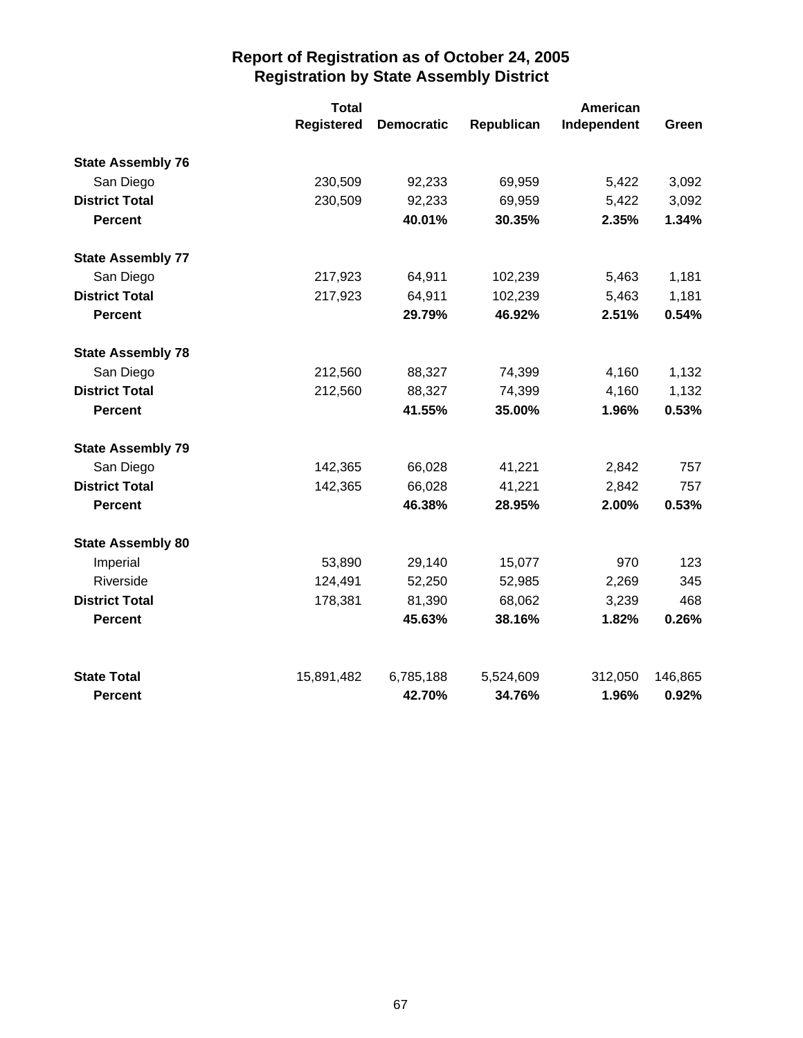# Report of Registration as of October 24, 2005
## Registration by State Assembly District

| | Total Registered | Democratic | Republican | American Independent | Green |
|---|---|---|---|---|---|
| **State Assembly 76** | | | | | |
| San Diego | 230,509 | 92,233 | 69,959 | 5,422 | 3,092 |
| **District Total** | 230,509 | 92,233 | 69,959 | 5,422 | 3,092 |
| **Percent** | | **40.01%** | **30.35%** | **2.35%** | **1.34%** |
| **State Assembly 77** | | | | | |
| San Diego | 217,923 | 64,911 | 102,239 | 5,463 | 1,181 |
| **District Total** | 217,923 | 64,911 | 102,239 | 5,463 | 1,181 |
| **Percent** | | **29.79%** | **46.92%** | **2.51%** | **0.54%** |
| **State Assembly 78** | | | | | |
| San Diego | 212,560 | 88,327 | 74,399 | 4,160 | 1,132 |
| **District Total** | 212,560 | 88,327 | 74,399 | 4,160 | 1,132 |
| **Percent** | | **41.55%** | **35.00%** | **1.96%** | **0.53%** |
| **State Assembly 79** | | | | | |
| San Diego | 142,365 | 66,028 | 41,221 | 2,842 | 757 |
| **District Total** | 142,365 | 66,028 | 41,221 | 2,842 | 757 |
| **Percent** | | **46.38%** | **28.95%** | **2.00%** | **0.53%** |
| **State Assembly 80** | | | | | |
| Imperial | 53,890 | 29,140 | 15,077 | 970 | 123 |
| Riverside | 124,491 | 52,250 | 52,985 | 2,269 | 345 |
| **District Total** | 178,381 | 81,390 | 68,062 | 3,239 | 468 |
| **Percent** | | **45.63%** | **38.16%** | **1.82%** | **0.26%** |
| **State Total** | 15,891,482 | 6,785,188 | 5,524,609 | 312,050 | 146,865 |
| **Percent** | | **42.70%** | **34.76%** | **1.96%** | **0.92%** |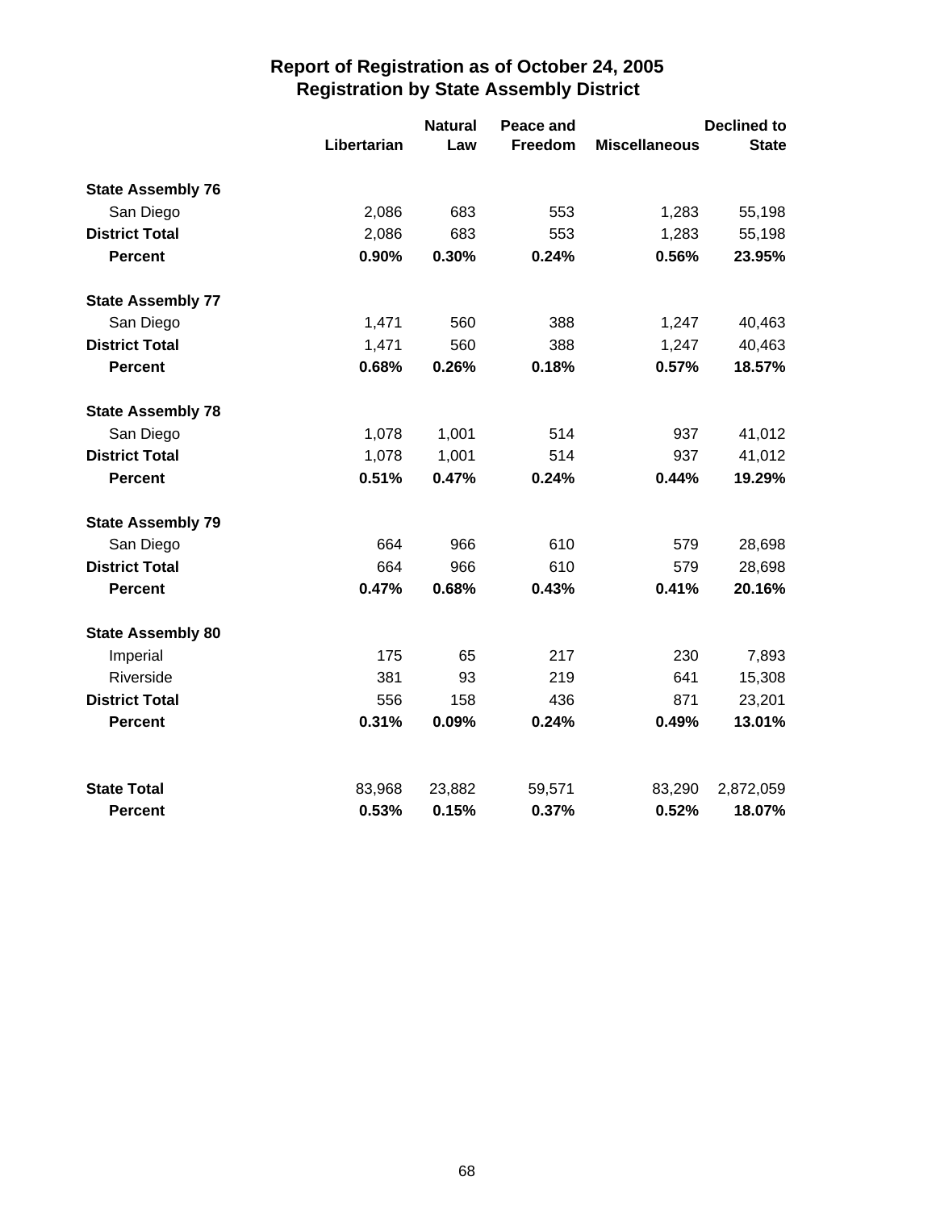# Report of Registration as of October 24, 2005
## Registration by State Assembly District

| | Libertarian | Natural Law | Peace and Freedom | Miscellaneous | Declined to State |
|---|---|---|---|---|---|
| **State Assembly 76** | | | | | |
| San Diego | 2,086 | 683 | 553 | 1,283 | 55,198 |
| **District Total** | 2,086 | 683 | 553 | 1,283 | 55,198 |
| **Percent** | **0.90%** | **0.30%** | **0.24%** | **0.56%** | **23.95%** |
| **State Assembly 77** | | | | | |
| San Diego | 1,471 | 560 | 388 | 1,247 | 40,463 |
| **District Total** | 1,471 | 560 | 388 | 1,247 | 40,463 |
| **Percent** | **0.68%** | **0.26%** | **0.18%** | **0.57%** | **18.57%** |
| **State Assembly 78** | | | | | |
| San Diego | 1,078 | 1,001 | 514 | 937 | 41,012 |
| **District Total** | 1,078 | 1,001 | 514 | 937 | 41,012 |
| **Percent** | **0.51%** | **0.47%** | **0.24%** | **0.44%** | **19.29%** |
| **State Assembly 79** | | | | | |
| San Diego | 664 | 966 | 610 | 579 | 28,698 |
| **District Total** | 664 | 966 | 610 | 579 | 28,698 |
| **Percent** | **0.47%** | **0.68%** | **0.43%** | **0.41%** | **20.16%** |
| **State Assembly 80** | | | | | |
| Imperial | 175 | 65 | 217 | 230 | 7,893 |
| Riverside | 381 | 93 | 219 | 641 | 15,308 |
| **District Total** | 556 | 158 | 436 | 871 | 23,201 |
| **Percent** | **0.31%** | **0.09%** | **0.24%** | **0.49%** | **13.01%** |
| **State Total** | 83,968 | 23,882 | 59,571 | 83,290 | 2,872,059 |
| **Percent** | **0.53%** | **0.15%** | **0.37%** | **0.52%** | **18.07%** |